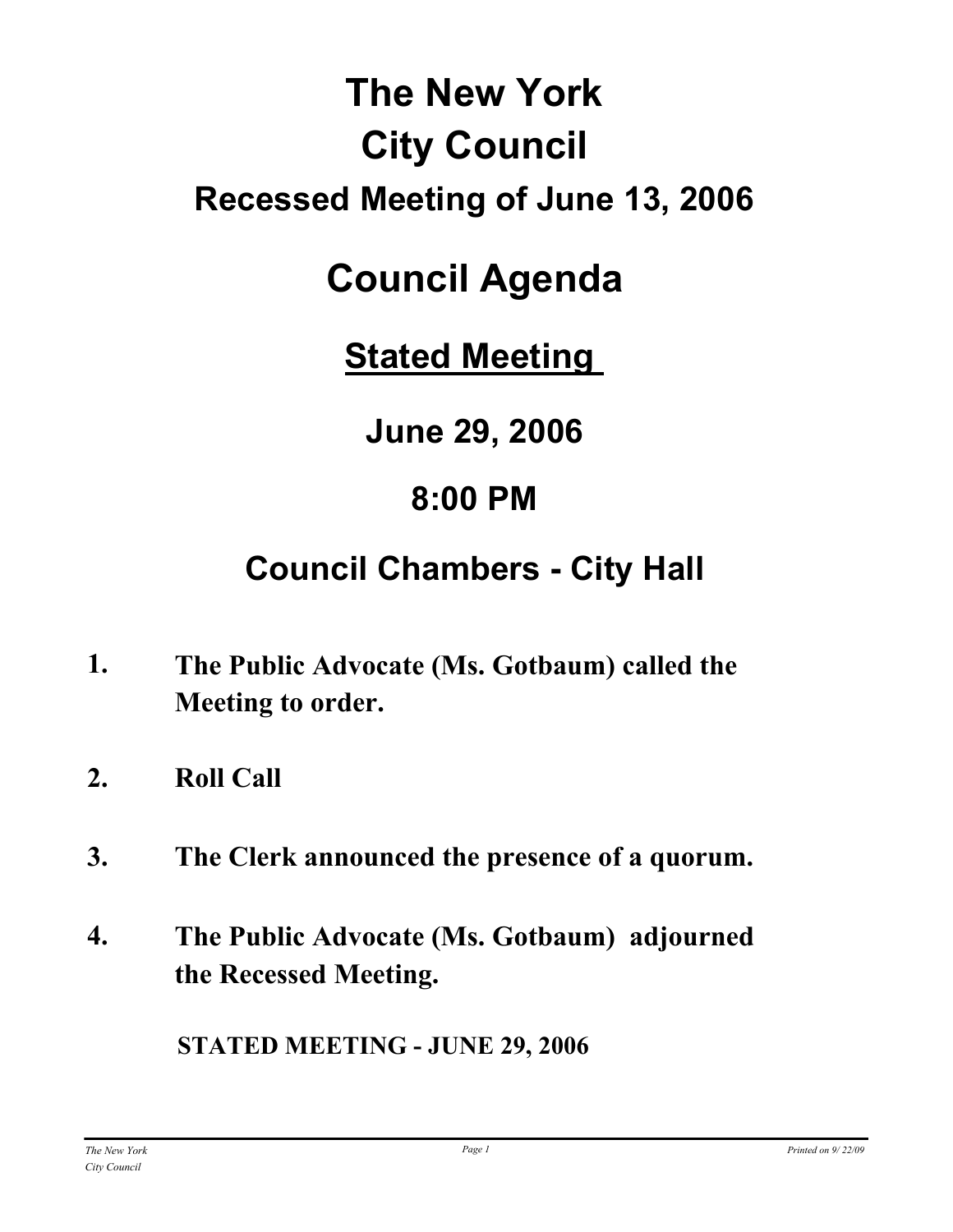# The New York City Council

## Recessed Meeting of June 13, 2006

# Council Agenda

## <u>Stated Meeting</u>

## June 29, 2006

## 8:00 PM

## Council Chambers - City Hall

1. **The Public Advocate (Ms. Gotbaum) called the Meeting to order.**

2. **Roll Call**

3. **The Clerk announced the presence of a quorum.**

4. **The Public Advocate (Ms. Gotbaum) adjourned the Recessed Meeting.**

**STATED MEETING - JUNE 29, 2006**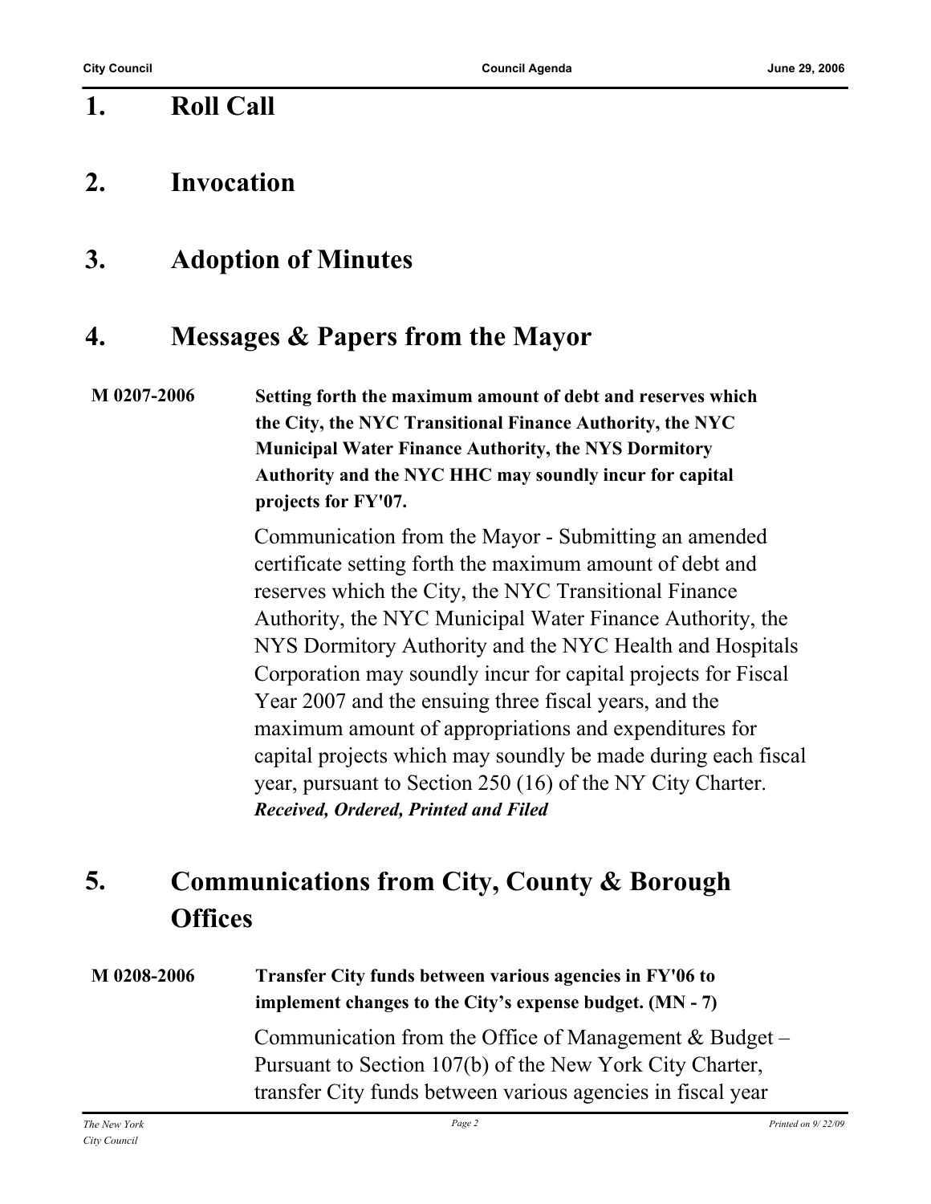## 1. Roll Call

## 2. Invocation

## 3. Adoption of Minutes

## 4. Messages & Papers from the Mayor

**M 0207-2006** **Setting forth the maximum amount of debt and reserves which the City, the NYC Transitional Finance Authority, the NYC Municipal Water Finance Authority, the NYS Dormitory Authority and the NYC HHC may soundly incur for capital projects for FY'07.**

Communication from the Mayor - Submitting an amended certificate setting forth the maximum amount of debt and reserves which the City, the NYC Transitional Finance Authority, the NYC Municipal Water Finance Authority, the NYS Dormitory Authority and the NYC Health and Hospitals Corporation may soundly incur for capital projects for Fiscal Year 2007 and the ensuing three fiscal years, and the maximum amount of appropriations and expenditures for capital projects which may soundly be made during each fiscal year, pursuant to Section 250 (16) of the NY City Charter.
***Received, Ordered, Printed and Filed***

## 5. Communications from City, County & Borough Offices

**M 0208-2006** **Transfer City funds between various agencies in FY'06 to implement changes to the City's expense budget. (MN - 7)**

Communication from the Office of Management & Budget – Pursuant to Section 107(b) of the New York City Charter, transfer City funds between various agencies in fiscal year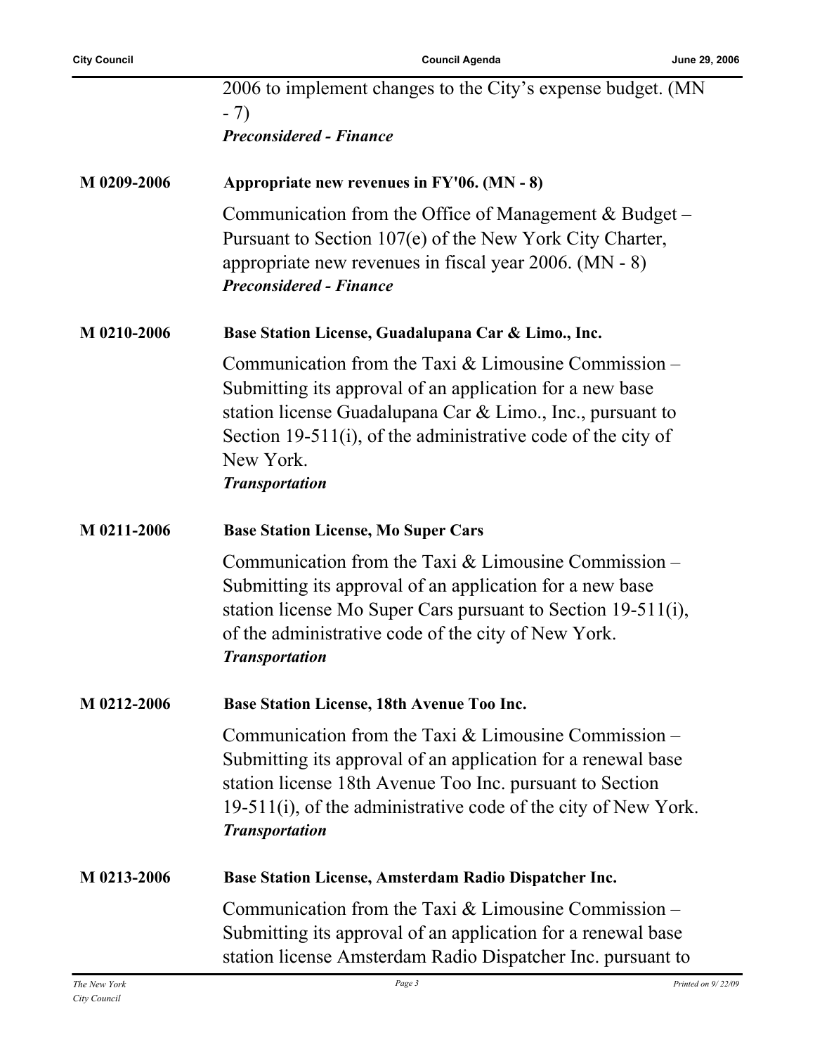2006 to implement changes to the City's expense budget. (MN - 7)
***Preconsidered - Finance***

**M 0209-2006** **Appropriate new revenues in FY'06. (MN - 8)**

Communication from the Office of Management & Budget – Pursuant to Section 107(e) of the New York City Charter, appropriate new revenues in fiscal year 2006. (MN - 8)
***Preconsidered - Finance***

**M 0210-2006** **Base Station License, Guadalupana Car & Limo., Inc.**

Communication from the Taxi & Limousine Commission – Submitting its approval of an application for a new base station license Guadalupana Car & Limo., Inc., pursuant to Section 19-511(i), of the administrative code of the city of New York.
***Transportation***

**M 0211-2006** **Base Station License, Mo Super Cars**

Communication from the Taxi & Limousine Commission – Submitting its approval of an application for a new base station license Mo Super Cars pursuant to Section 19-511(i), of the administrative code of the city of New York.
***Transportation***

**M 0212-2006** **Base Station License, 18th Avenue Too Inc.**

Communication from the Taxi & Limousine Commission – Submitting its approval of an application for a renewal base station license 18th Avenue Too Inc. pursuant to Section 19-511(i), of the administrative code of the city of New York.
***Transportation***

**M 0213-2006** **Base Station License, Amsterdam Radio Dispatcher Inc.**

Communication from the Taxi & Limousine Commission – Submitting its approval of an application for a renewal base station license Amsterdam Radio Dispatcher Inc. pursuant to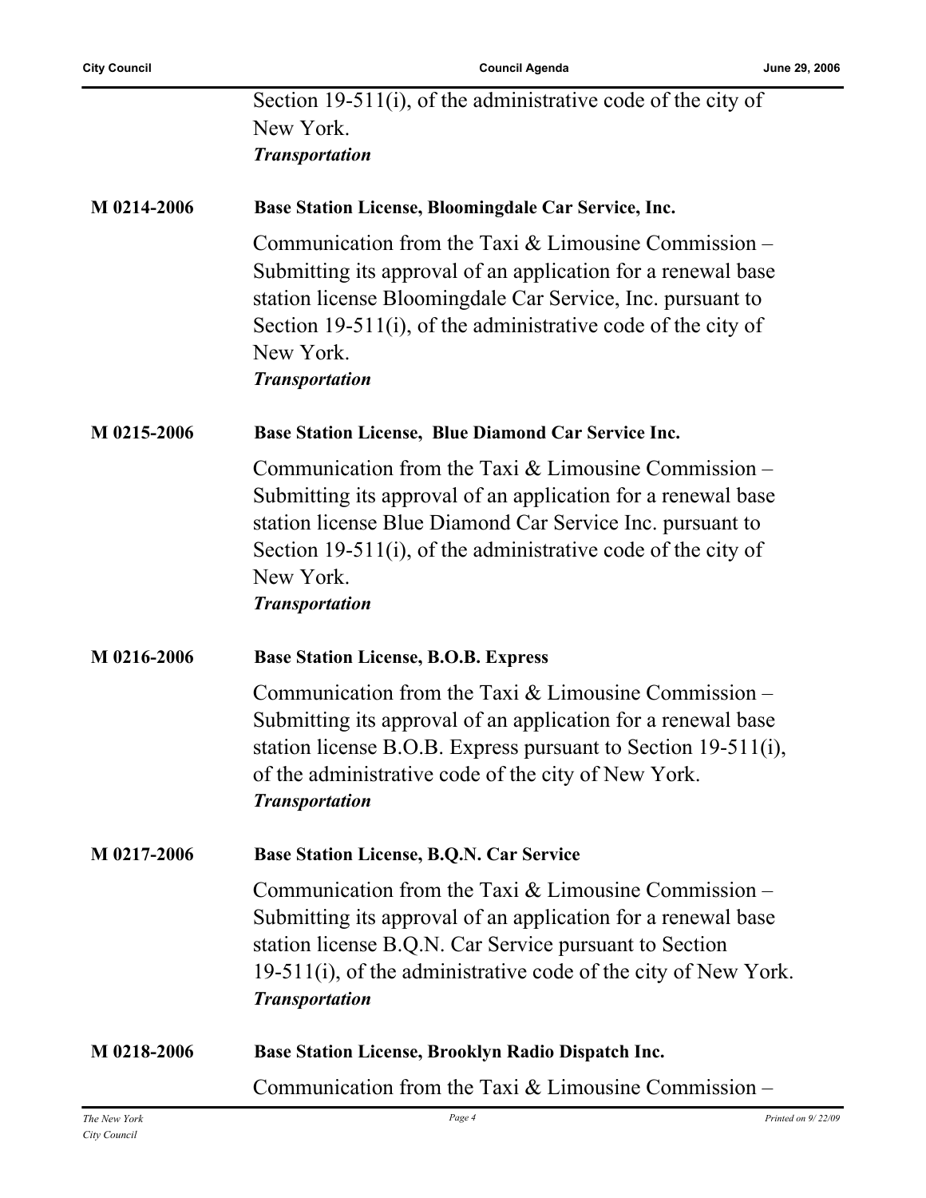Section 19-511(i), of the administrative code of the city of New York.
***Transportation***

**M 0214-2006** **Base Station License, Bloomingdale Car Service, Inc.**

Communication from the Taxi & Limousine Commission – Submitting its approval of an application for a renewal base station license Bloomingdale Car Service, Inc. pursuant to Section 19-511(i), of the administrative code of the city of New York.
***Transportation***

**M 0215-2006** **Base Station License, Blue Diamond Car Service Inc.**

Communication from the Taxi & Limousine Commission – Submitting its approval of an application for a renewal base station license Blue Diamond Car Service Inc. pursuant to Section 19-511(i), of the administrative code of the city of New York.
***Transportation***

**M 0216-2006** **Base Station License, B.O.B. Express**

Communication from the Taxi & Limousine Commission – Submitting its approval of an application for a renewal base station license B.O.B. Express pursuant to Section 19-511(i), of the administrative code of the city of New York.
***Transportation***

**M 0217-2006** **Base Station License, B.Q.N. Car Service**

Communication from the Taxi & Limousine Commission – Submitting its approval of an application for a renewal base station license B.Q.N. Car Service pursuant to Section 19-511(i), of the administrative code of the city of New York.
***Transportation***

**M 0218-2006** **Base Station License, Brooklyn Radio Dispatch Inc.**

Communication from the Taxi & Limousine Commission –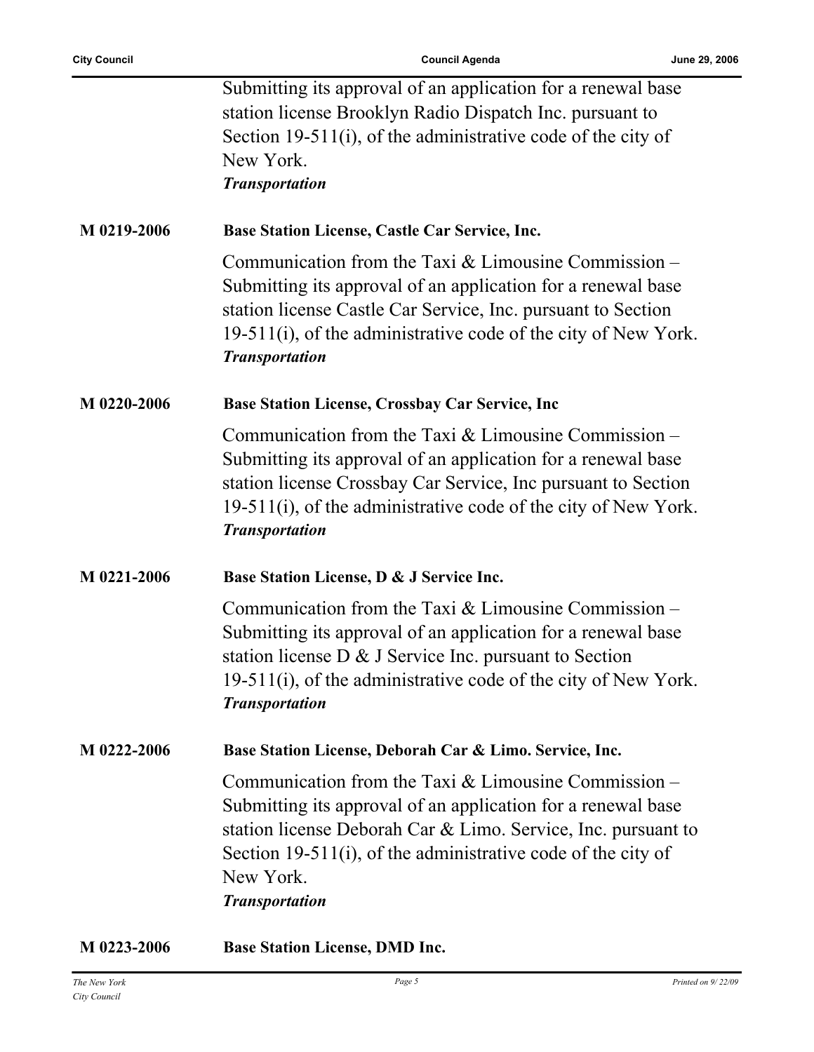Submitting its approval of an application for a renewal base station license Brooklyn Radio Dispatch Inc. pursuant to Section 19-511(i), of the administrative code of the city of New York.

***Transportation***

**M 0219-2006** **Base Station License, Castle Car Service, Inc.**

Communication from the Taxi & Limousine Commission – Submitting its approval of an application for a renewal base station license Castle Car Service, Inc. pursuant to Section 19-511(i), of the administrative code of the city of New York.

***Transportation***

**M 0220-2006** **Base Station License, Crossbay Car Service, Inc**

Communication from the Taxi & Limousine Commission – Submitting its approval of an application for a renewal base station license Crossbay Car Service, Inc pursuant to Section 19-511(i), of the administrative code of the city of New York.

***Transportation***

**M 0221-2006** **Base Station License, D & J Service Inc.**

Communication from the Taxi & Limousine Commission – Submitting its approval of an application for a renewal base station license D & J Service Inc. pursuant to Section 19-511(i), of the administrative code of the city of New York.

***Transportation***

**M 0222-2006** **Base Station License, Deborah Car & Limo. Service, Inc.**

Communication from the Taxi & Limousine Commission – Submitting its approval of an application for a renewal base station license Deborah Car & Limo. Service, Inc. pursuant to Section 19-511(i), of the administrative code of the city of New York.

***Transportation***

**M 0223-2006** **Base Station License, DMD Inc.**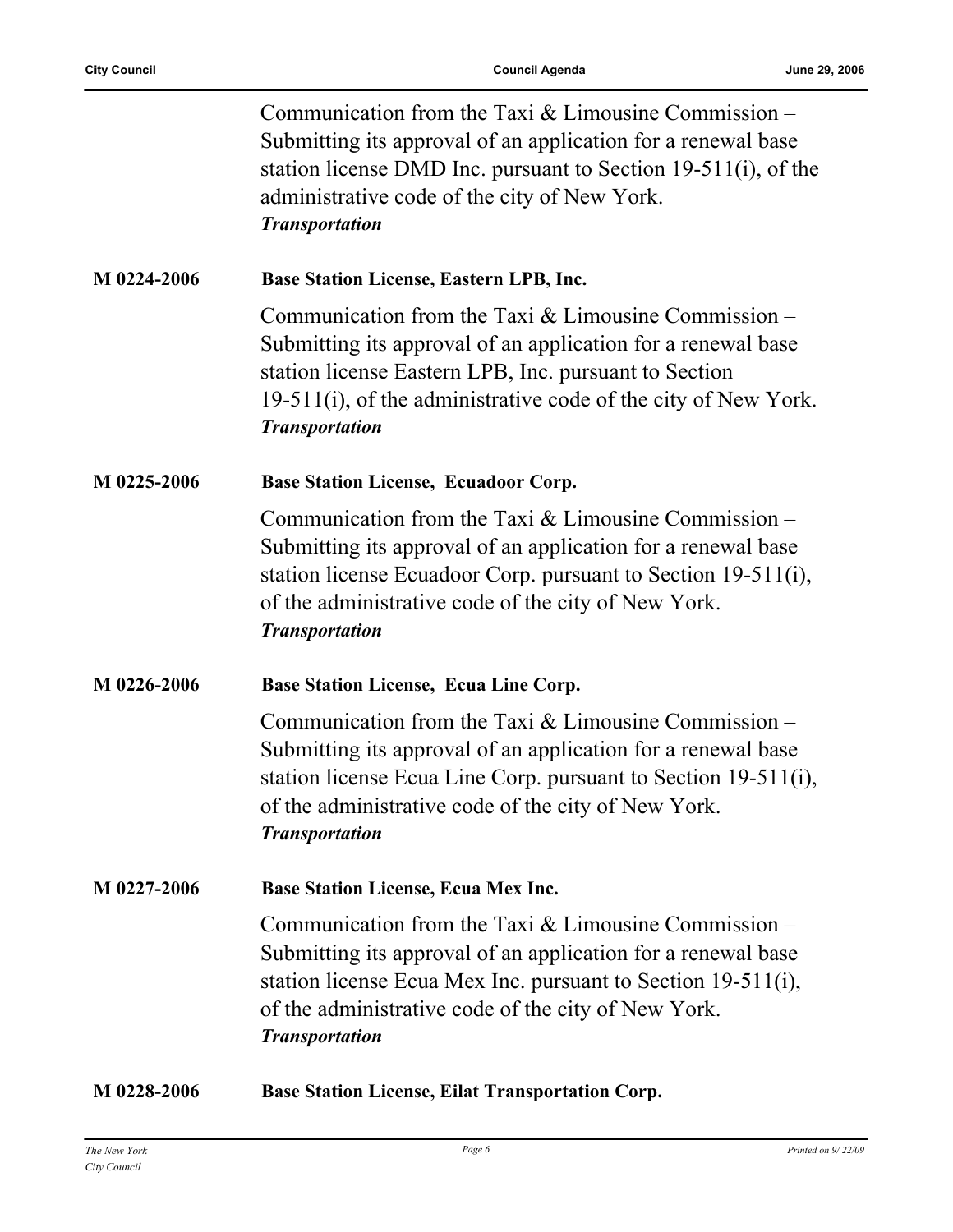Communication from the Taxi & Limousine Commission – Submitting its approval of an application for a renewal base station license DMD Inc. pursuant to Section 19-511(i), of the administrative code of the city of New York.
***Transportation***

**M 0224-2006** **Base Station License, Eastern LPB, Inc.**

Communication from the Taxi & Limousine Commission – Submitting its approval of an application for a renewal base station license Eastern LPB, Inc. pursuant to Section 19-511(i), of the administrative code of the city of New York.
***Transportation***

**M 0225-2006** **Base Station License, Ecuadoor Corp.**

Communication from the Taxi & Limousine Commission – Submitting its approval of an application for a renewal base station license Ecuadoor Corp. pursuant to Section 19-511(i), of the administrative code of the city of New York.
***Transportation***

**M 0226-2006** **Base Station License, Ecua Line Corp.**

Communication from the Taxi & Limousine Commission – Submitting its approval of an application for a renewal base station license Ecua Line Corp. pursuant to Section 19-511(i), of the administrative code of the city of New York.
***Transportation***

**M 0227-2006** **Base Station License, Ecua Mex Inc.**

Communication from the Taxi & Limousine Commission – Submitting its approval of an application for a renewal base station license Ecua Mex Inc. pursuant to Section 19-511(i), of the administrative code of the city of New York.
***Transportation***

**M 0228-2006** **Base Station License, Eilat Transportation Corp.**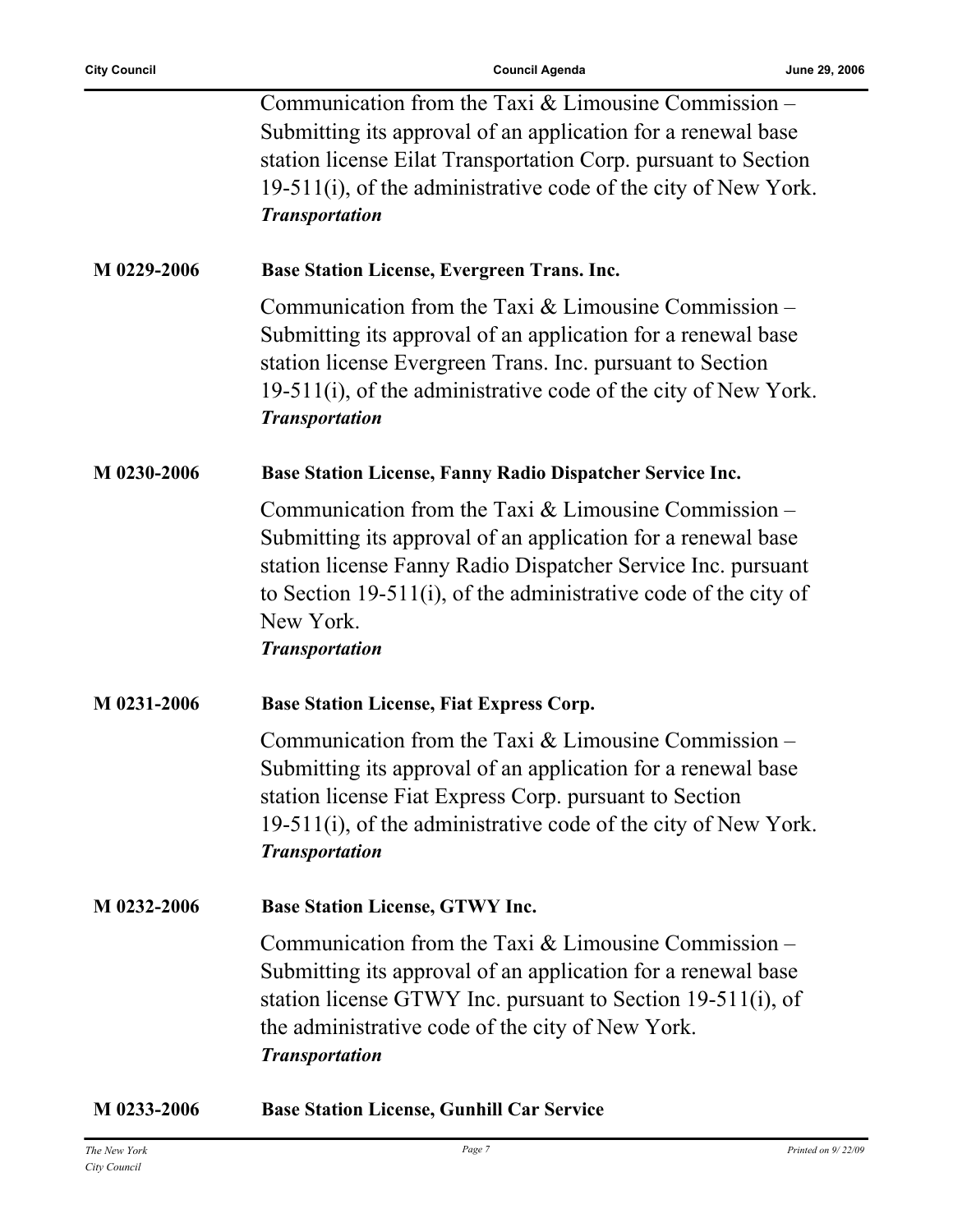Communication from the Taxi & Limousine Commission – Submitting its approval of an application for a renewal base station license Eilat Transportation Corp. pursuant to Section 19-511(i), of the administrative code of the city of New York.
***Transportation***

**M 0229-2006** **Base Station License, Evergreen Trans. Inc.**

Communication from the Taxi & Limousine Commission – Submitting its approval of an application for a renewal base station license Evergreen Trans. Inc. pursuant to Section 19-511(i), of the administrative code of the city of New York.
***Transportation***

**M 0230-2006** **Base Station License, Fanny Radio Dispatcher Service Inc.**

Communication from the Taxi & Limousine Commission – Submitting its approval of an application for a renewal base station license Fanny Radio Dispatcher Service Inc. pursuant to Section 19-511(i), of the administrative code of the city of New York.
***Transportation***

**M 0231-2006** **Base Station License, Fiat Express Corp.**

Communication from the Taxi & Limousine Commission – Submitting its approval of an application for a renewal base station license Fiat Express Corp. pursuant to Section 19-511(i), of the administrative code of the city of New York.
***Transportation***

**M 0232-2006** **Base Station License, GTWY Inc.**

Communication from the Taxi & Limousine Commission – Submitting its approval of an application for a renewal base station license GTWY Inc. pursuant to Section 19-511(i), of the administrative code of the city of New York.
***Transportation***

**M 0233-2006** **Base Station License, Gunhill Car Service**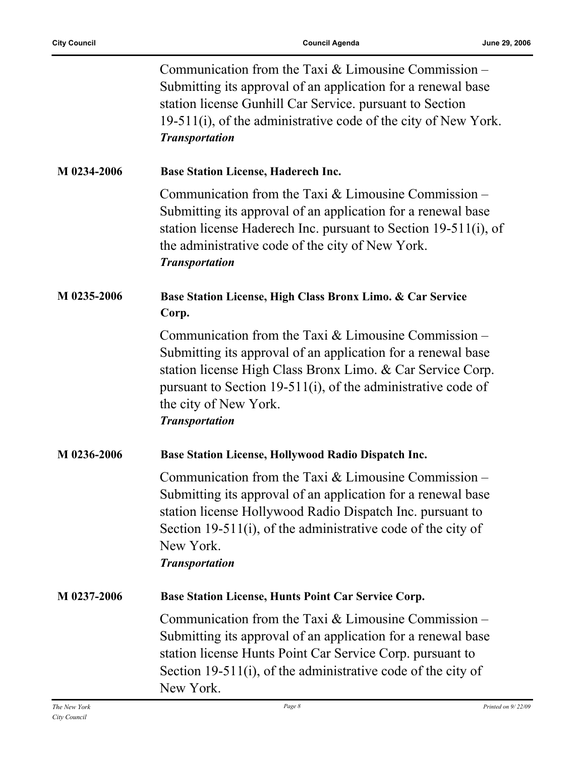Communication from the Taxi & Limousine Commission – Submitting its approval of an application for a renewal base station license Gunhill Car Service. pursuant to Section 19-511(i), of the administrative code of the city of New York.
***Transportation***

**M 0234-2006** **Base Station License, Haderech Inc.**

Communication from the Taxi & Limousine Commission – Submitting its approval of an application for a renewal base station license Haderech Inc. pursuant to Section 19-511(i), of the administrative code of the city of New York.
***Transportation***

**M 0235-2006** **Base Station License, High Class Bronx Limo. & Car Service Corp.**

Communication from the Taxi & Limousine Commission – Submitting its approval of an application for a renewal base station license High Class Bronx Limo. & Car Service Corp. pursuant to Section 19-511(i), of the administrative code of the city of New York.
***Transportation***

**M 0236-2006** **Base Station License, Hollywood Radio Dispatch Inc.**

Communication from the Taxi & Limousine Commission – Submitting its approval of an application for a renewal base station license Hollywood Radio Dispatch Inc. pursuant to Section 19-511(i), of the administrative code of the city of New York.
***Transportation***

**M 0237-2006** **Base Station License, Hunts Point Car Service Corp.**

Communication from the Taxi & Limousine Commission – Submitting its approval of an application for a renewal base station license Hunts Point Car Service Corp. pursuant to Section 19-511(i), of the administrative code of the city of New York.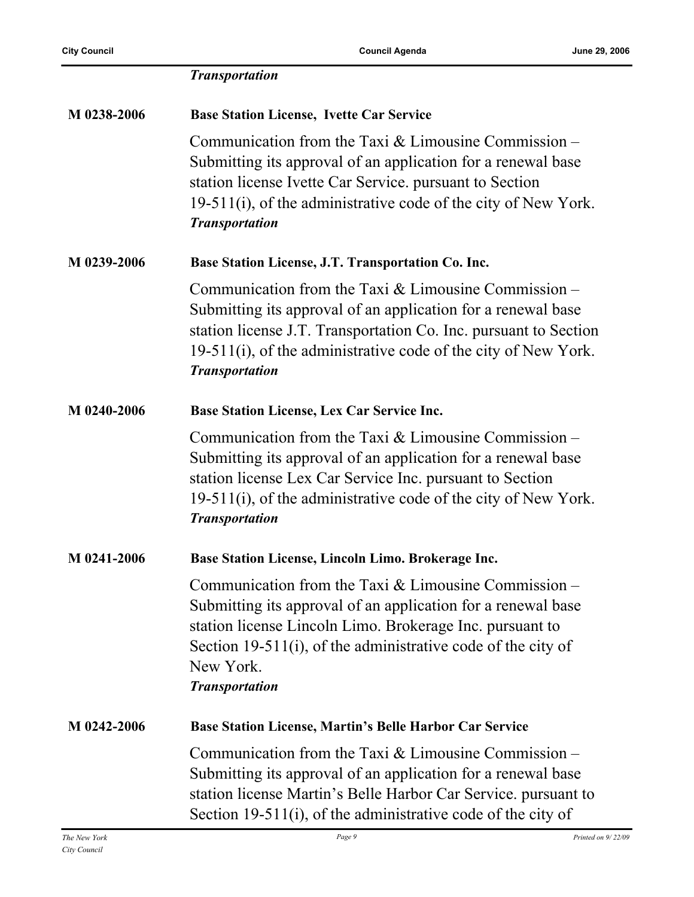*Transportation*

**M 0238-2006** **Base Station License, Ivette Car Service**

Communication from the Taxi & Limousine Commission – Submitting its approval of an application for a renewal base station license Ivette Car Service. pursuant to Section 19-511(i), of the administrative code of the city of New York.
***Transportation***

**M 0239-2006** **Base Station License, J.T. Transportation Co. Inc.**

Communication from the Taxi & Limousine Commission – Submitting its approval of an application for a renewal base station license J.T. Transportation Co. Inc. pursuant to Section 19-511(i), of the administrative code of the city of New York.
***Transportation***

**M 0240-2006** **Base Station License, Lex Car Service Inc.**

Communication from the Taxi & Limousine Commission – Submitting its approval of an application for a renewal base station license Lex Car Service Inc. pursuant to Section 19-511(i), of the administrative code of the city of New York.
***Transportation***

**M 0241-2006** **Base Station License, Lincoln Limo. Brokerage Inc.**

Communication from the Taxi & Limousine Commission – Submitting its approval of an application for a renewal base station license Lincoln Limo. Brokerage Inc. pursuant to Section 19-511(i), of the administrative code of the city of New York.
***Transportation***

**M 0242-2006** **Base Station License, Martin's Belle Harbor Car Service**

Communication from the Taxi & Limousine Commission – Submitting its approval of an application for a renewal base station license Martin's Belle Harbor Car Service. pursuant to Section 19-511(i), of the administrative code of the city of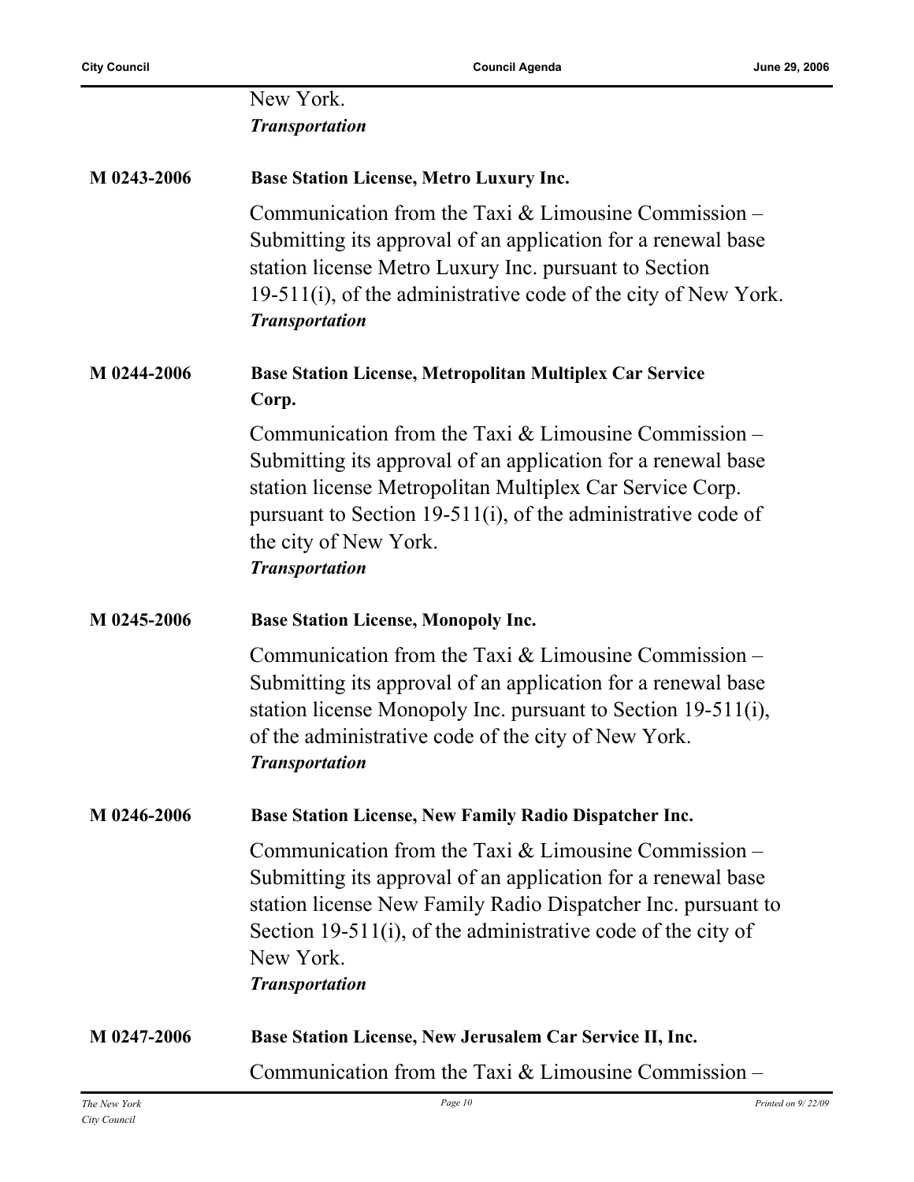New York.
***Transportation***

**M 0243-2006** **Base Station License, Metro Luxury Inc.**

Communication from the Taxi & Limousine Commission – Submitting its approval of an application for a renewal base station license Metro Luxury Inc. pursuant to Section 19-511(i), of the administrative code of the city of New York.
***Transportation***

**M 0244-2006** **Base Station License, Metropolitan Multiplex Car Service Corp.**

Communication from the Taxi & Limousine Commission – Submitting its approval of an application for a renewal base station license Metropolitan Multiplex Car Service Corp. pursuant to Section 19-511(i), of the administrative code of the city of New York.
***Transportation***

**M 0245-2006** **Base Station License, Monopoly Inc.**

Communication from the Taxi & Limousine Commission – Submitting its approval of an application for a renewal base station license Monopoly Inc. pursuant to Section 19-511(i), of the administrative code of the city of New York.
***Transportation***

**M 0246-2006** **Base Station License, New Family Radio Dispatcher Inc.**

Communication from the Taxi & Limousine Commission – Submitting its approval of an application for a renewal base station license New Family Radio Dispatcher Inc. pursuant to Section 19-511(i), of the administrative code of the city of New York.
***Transportation***

**M 0247-2006** **Base Station License, New Jerusalem Car Service II, Inc.**

Communication from the Taxi & Limousine Commission –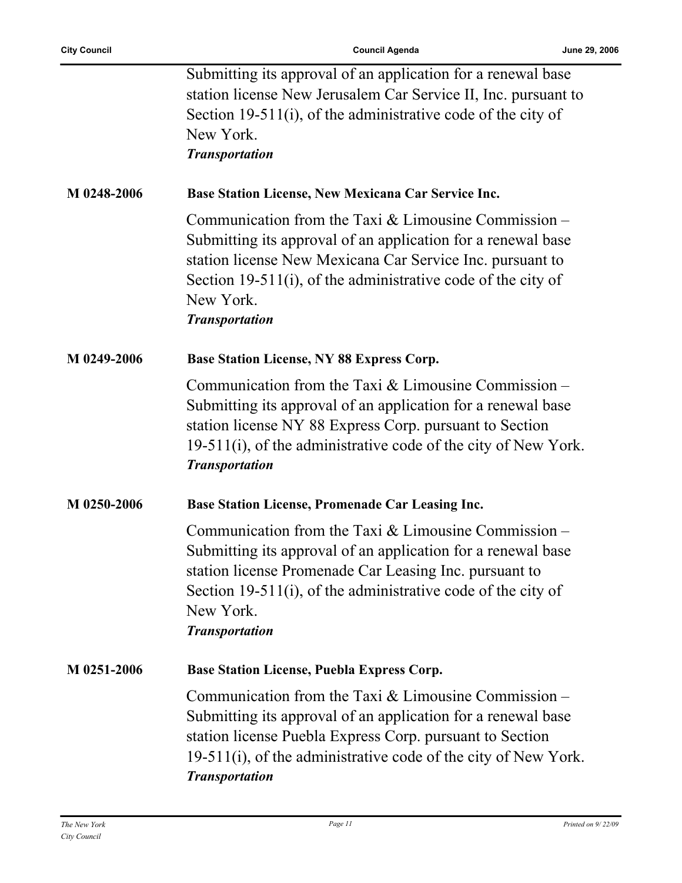Submitting its approval of an application for a renewal base station license New Jerusalem Car Service II, Inc. pursuant to Section 19-511(i), of the administrative code of the city of New York.
***Transportation***

**M 0248-2006** **Base Station License, New Mexicana Car Service Inc.**

Communication from the Taxi & Limousine Commission – Submitting its approval of an application for a renewal base station license New Mexicana Car Service Inc. pursuant to Section 19-511(i), of the administrative code of the city of New York.
***Transportation***

**M 0249-2006** **Base Station License, NY 88 Express Corp.**

Communication from the Taxi & Limousine Commission – Submitting its approval of an application for a renewal base station license NY 88 Express Corp. pursuant to Section 19-511(i), of the administrative code of the city of New York.
***Transportation***

**M 0250-2006** **Base Station License, Promenade Car Leasing Inc.**

Communication from the Taxi & Limousine Commission – Submitting its approval of an application for a renewal base station license Promenade Car Leasing Inc. pursuant to Section 19-511(i), of the administrative code of the city of New York.
***Transportation***

**M 0251-2006** **Base Station License, Puebla Express Corp.**

Communication from the Taxi & Limousine Commission – Submitting its approval of an application for a renewal base station license Puebla Express Corp. pursuant to Section 19-511(i), of the administrative code of the city of New York.
***Transportation***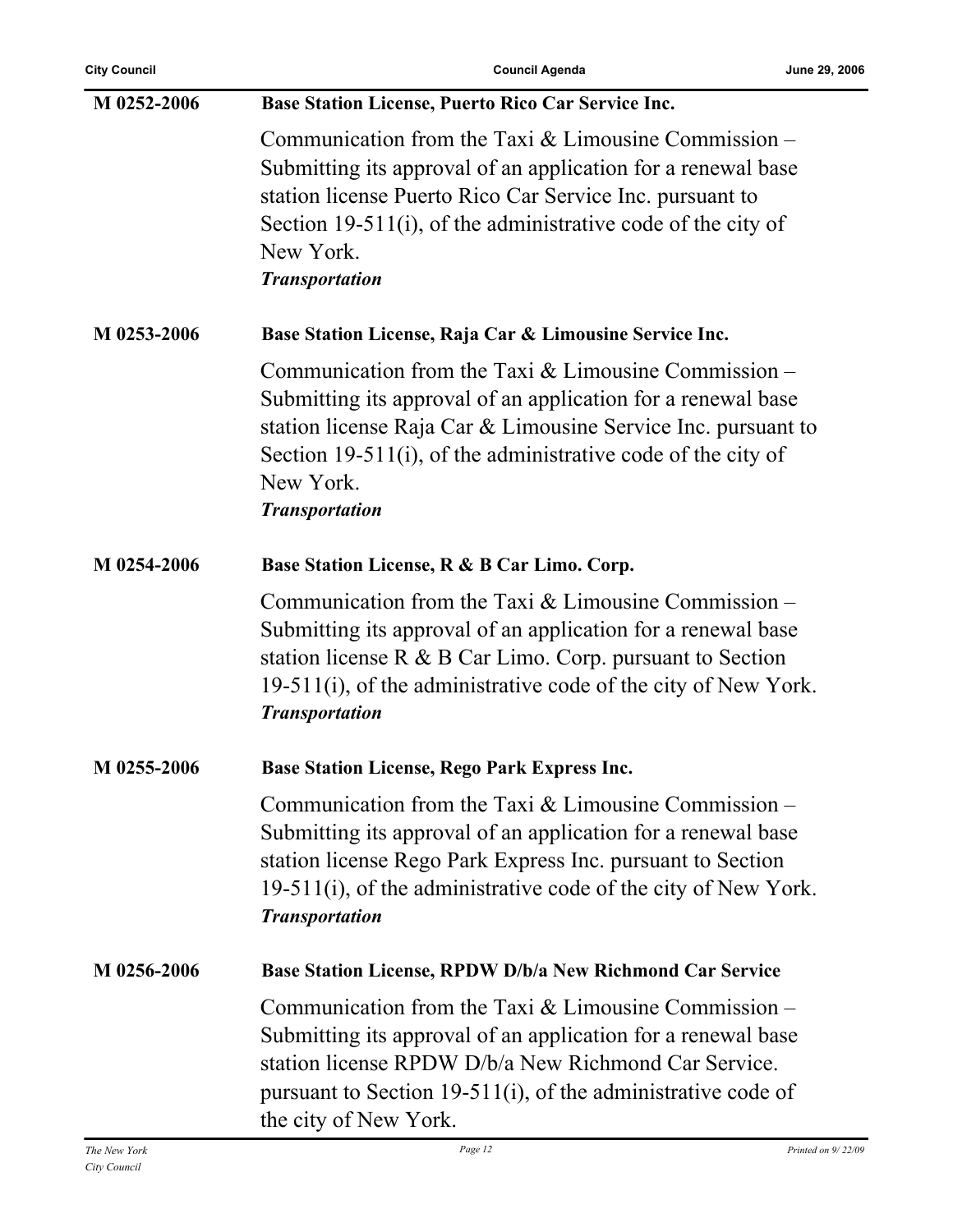**M 0252-2006** **Base Station License, Puerto Rico Car Service Inc.**

Communication from the Taxi & Limousine Commission – Submitting its approval of an application for a renewal base station license Puerto Rico Car Service Inc. pursuant to Section 19-511(i), of the administrative code of the city of New York.

***Transportation***

**M 0253-2006** **Base Station License, Raja Car & Limousine Service Inc.**

Communication from the Taxi & Limousine Commission – Submitting its approval of an application for a renewal base station license Raja Car & Limousine Service Inc. pursuant to Section 19-511(i), of the administrative code of the city of New York.

***Transportation***

**M 0254-2006** **Base Station License, R & B Car Limo. Corp.**

Communication from the Taxi & Limousine Commission – Submitting its approval of an application for a renewal base station license R & B Car Limo. Corp. pursuant to Section 19-511(i), of the administrative code of the city of New York.

***Transportation***

**M 0255-2006** **Base Station License, Rego Park Express Inc.**

Communication from the Taxi & Limousine Commission – Submitting its approval of an application for a renewal base station license Rego Park Express Inc. pursuant to Section 19-511(i), of the administrative code of the city of New York.

***Transportation***

**M 0256-2006** **Base Station License, RPDW D/b/a New Richmond Car Service**

Communication from the Taxi & Limousine Commission – Submitting its approval of an application for a renewal base station license RPDW D/b/a New Richmond Car Service. pursuant to Section 19-511(i), of the administrative code of the city of New York.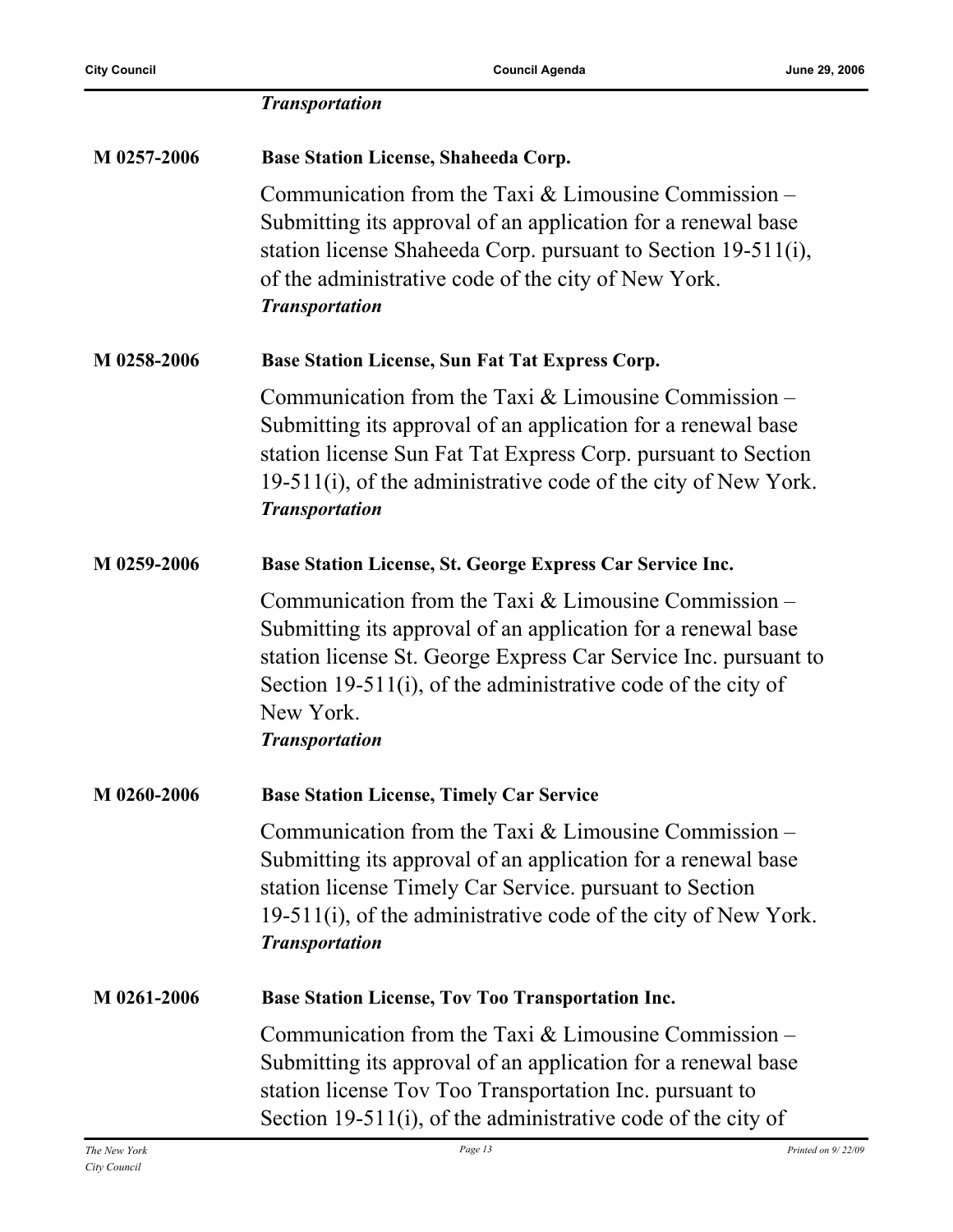*Transportation*

**M 0257-2006** **Base Station License, Shaheeda Corp.**

Communication from the Taxi & Limousine Commission – Submitting its approval of an application for a renewal base station license Shaheeda Corp. pursuant to Section 19-511(i), of the administrative code of the city of New York.
*Transportation*

**M 0258-2006** **Base Station License, Sun Fat Tat Express Corp.**

Communication from the Taxi & Limousine Commission – Submitting its approval of an application for a renewal base station license Sun Fat Tat Express Corp. pursuant to Section 19-511(i), of the administrative code of the city of New York.
*Transportation*

**M 0259-2006** **Base Station License, St. George Express Car Service Inc.**

Communication from the Taxi & Limousine Commission – Submitting its approval of an application for a renewal base station license St. George Express Car Service Inc. pursuant to Section 19-511(i), of the administrative code of the city of New York.
*Transportation*

**M 0260-2006** **Base Station License, Timely Car Service**

Communication from the Taxi & Limousine Commission – Submitting its approval of an application for a renewal base station license Timely Car Service. pursuant to Section 19-511(i), of the administrative code of the city of New York.
*Transportation*

**M 0261-2006** **Base Station License, Tov Too Transportation Inc.**

Communication from the Taxi & Limousine Commission – Submitting its approval of an application for a renewal base station license Tov Too Transportation Inc. pursuant to Section 19-511(i), of the administrative code of the city of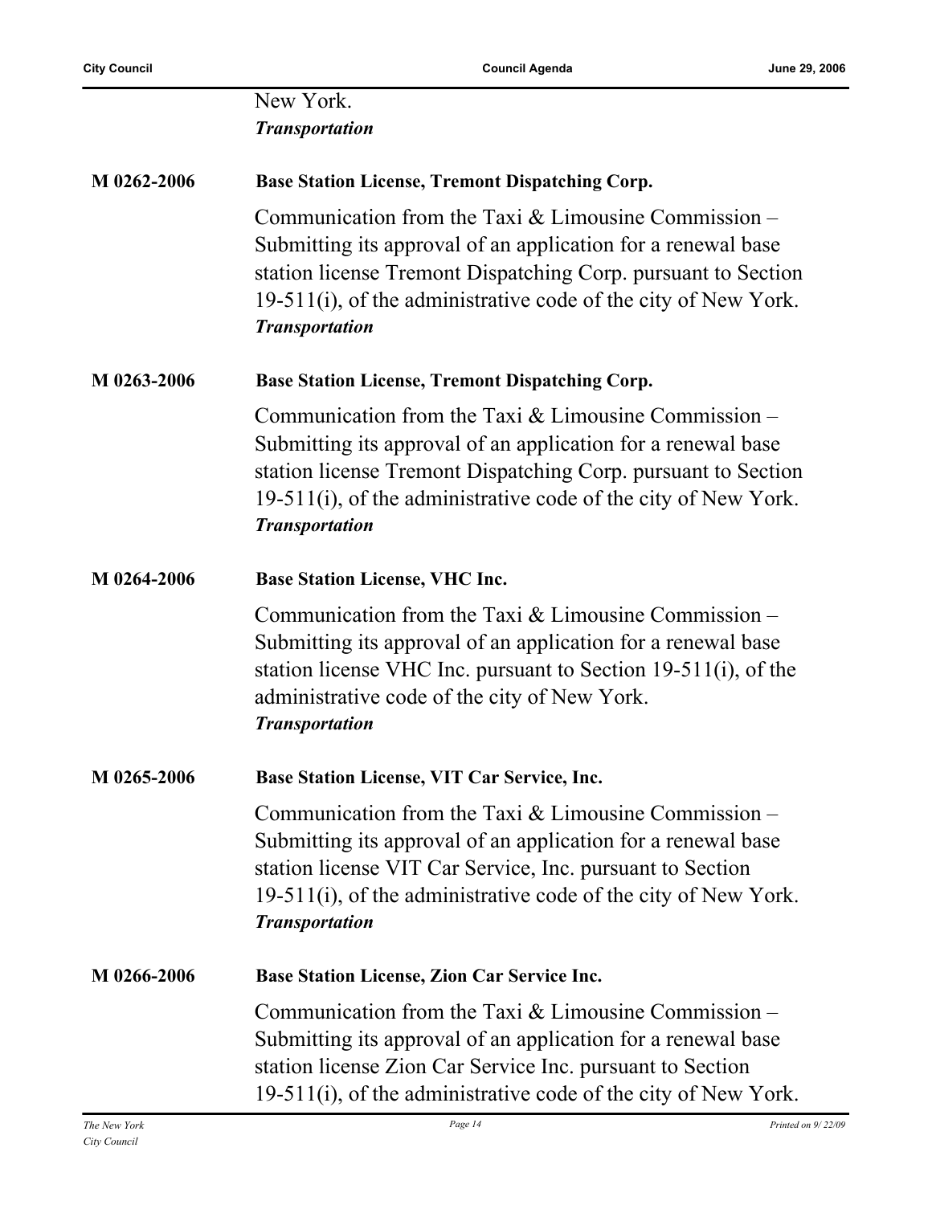New York.
***Transportation***

**M 0262-2006** **Base Station License, Tremont Dispatching Corp.**

Communication from the Taxi & Limousine Commission – Submitting its approval of an application for a renewal base station license Tremont Dispatching Corp. pursuant to Section 19-511(i), of the administrative code of the city of New York.
***Transportation***

**M 0263-2006** **Base Station License, Tremont Dispatching Corp.**

Communication from the Taxi & Limousine Commission – Submitting its approval of an application for a renewal base station license Tremont Dispatching Corp. pursuant to Section 19-511(i), of the administrative code of the city of New York.
***Transportation***

**M 0264-2006** **Base Station License, VHC Inc.**

Communication from the Taxi & Limousine Commission – Submitting its approval of an application for a renewal base station license VHC Inc. pursuant to Section 19-511(i), of the administrative code of the city of New York.
***Transportation***

**M 0265-2006** **Base Station License, VIT Car Service, Inc.**

Communication from the Taxi & Limousine Commission – Submitting its approval of an application for a renewal base station license VIT Car Service, Inc. pursuant to Section 19-511(i), of the administrative code of the city of New York.
***Transportation***

**M 0266-2006** **Base Station License, Zion Car Service Inc.**

Communication from the Taxi & Limousine Commission – Submitting its approval of an application for a renewal base station license Zion Car Service Inc. pursuant to Section 19-511(i), of the administrative code of the city of New York.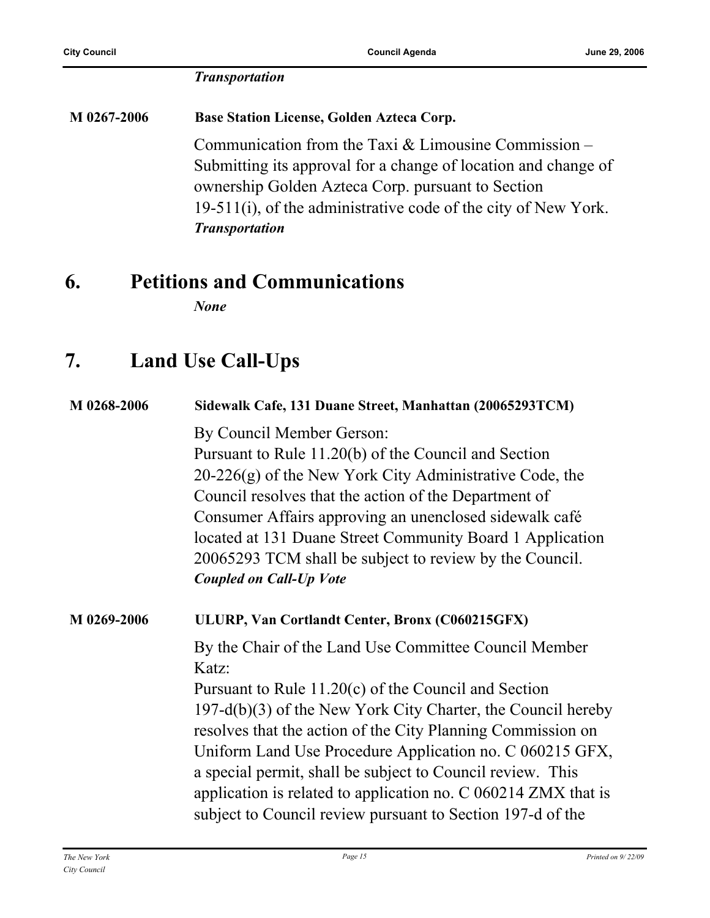*Transportation*

**M 0267-2006** **Base Station License, Golden Azteca Corp.**

Communication from the Taxi & Limousine Commission – Submitting its approval for a change of location and change of ownership Golden Azteca Corp. pursuant to Section 19-511(i), of the administrative code of the city of New York.
***Transportation***

## 6. Petitions and Communications

***None***

## 7. Land Use Call-Ups

**M 0268-2006** **Sidewalk Cafe, 131 Duane Street, Manhattan (20065293TCM)**

By Council Member Gerson:
Pursuant to Rule 11.20(b) of the Council and Section 20-226(g) of the New York City Administrative Code, the Council resolves that the action of the Department of Consumer Affairs approving an unenclosed sidewalk café located at 131 Duane Street Community Board 1 Application 20065293 TCM shall be subject to review by the Council.
***Coupled on Call-Up Vote***

**M 0269-2006** **ULURP, Van Cortlandt Center, Bronx (C060215GFX)**

By the Chair of the Land Use Committee Council Member Katz:
Pursuant to Rule 11.20(c) of the Council and Section 197-d(b)(3) of the New York City Charter, the Council hereby resolves that the action of the City Planning Commission on Uniform Land Use Procedure Application no. C 060215 GFX, a special permit, shall be subject to Council review. This application is related to application no. C 060214 ZMX that is subject to Council review pursuant to Section 197-d of the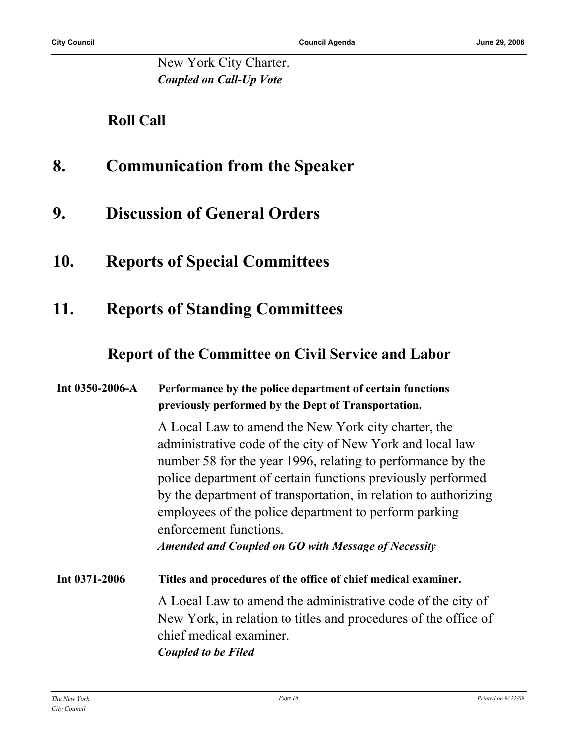New York City Charter.
***Coupled on Call-Up Vote***

**Roll Call**

## 8. Communication from the Speaker

## 9. Discussion of General Orders

## 10. Reports of Special Committees

## 11. Reports of Standing Committees

### Report of the Committee on Civil Service and Labor

**Int 0350-2006-A** **Performance by the police department of certain functions previously performed by the Dept of Transportation.**

A Local Law to amend the New York city charter, the administrative code of the city of New York and local law number 58 for the year 1996, relating to performance by the police department of certain functions previously performed by the department of transportation, in relation to authorizing employees of the police department to perform parking enforcement functions.
***Amended and Coupled on GO with Message of Necessity***

**Int 0371-2006** **Titles and procedures of the office of chief medical examiner.**

A Local Law to amend the administrative code of the city of New York, in relation to titles and procedures of the office of chief medical examiner.
***Coupled to be Filed***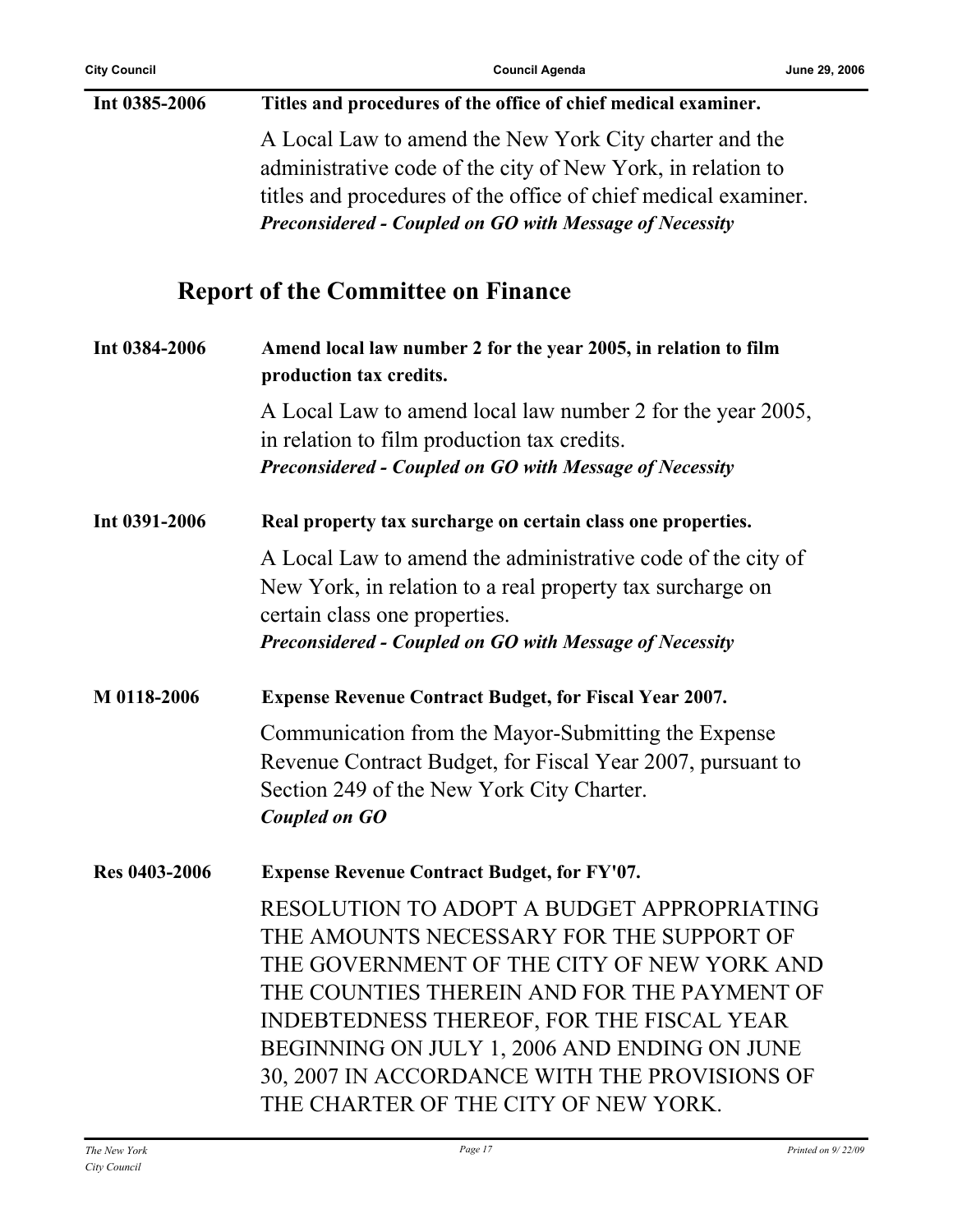**Int 0385-2006** **Titles and procedures of the office of chief medical examiner.**

A Local Law to amend the New York City charter and the administrative code of the city of New York, in relation to titles and procedures of the office of chief medical examiner.
***Preconsidered - Coupled on GO with Message of Necessity***

## Report of the Committee on Finance

**Int 0384-2006** **Amend local law number 2 for the year 2005, in relation to film production tax credits.**

A Local Law to amend local law number 2 for the year 2005, in relation to film production tax credits.
***Preconsidered - Coupled on GO with Message of Necessity***

**Int 0391-2006** **Real property tax surcharge on certain class one properties.**

A Local Law to amend the administrative code of the city of New York, in relation to a real property tax surcharge on certain class one properties.
***Preconsidered - Coupled on GO with Message of Necessity***

**M 0118-2006** **Expense Revenue Contract Budget, for Fiscal Year 2007.**

Communication from the Mayor-Submitting the Expense Revenue Contract Budget, for Fiscal Year 2007, pursuant to Section 249 of the New York City Charter.
***Coupled on GO***

**Res 0403-2006** **Expense Revenue Contract Budget, for FY'07.**

RESOLUTION TO ADOPT A BUDGET APPROPRIATING THE AMOUNTS NECESSARY FOR THE SUPPORT OF THE GOVERNMENT OF THE CITY OF NEW YORK AND THE COUNTIES THEREIN AND FOR THE PAYMENT OF INDEBTEDNESS THEREOF, FOR THE FISCAL YEAR BEGINNING ON JULY 1, 2006 AND ENDING ON JUNE 30, 2007 IN ACCORDANCE WITH THE PROVISIONS OF THE CHARTER OF THE CITY OF NEW YORK.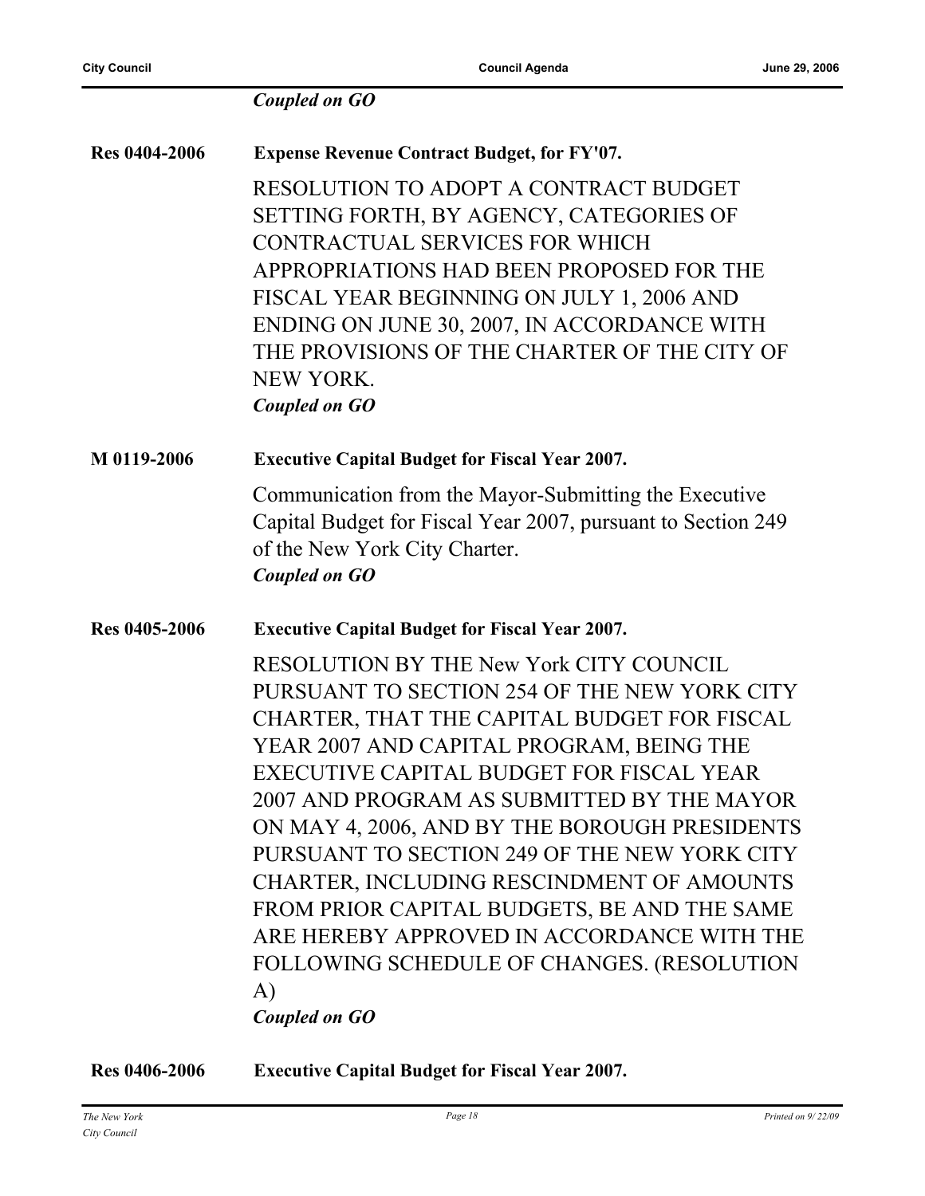*Coupled on GO*

**Res 0404-2006** **Expense Revenue Contract Budget, for FY'07.**

RESOLUTION TO ADOPT A CONTRACT BUDGET SETTING FORTH, BY AGENCY, CATEGORIES OF CONTRACTUAL SERVICES FOR WHICH APPROPRIATIONS HAD BEEN PROPOSED FOR THE FISCAL YEAR BEGINNING ON JULY 1, 2006 AND ENDING ON JUNE 30, 2007, IN ACCORDANCE WITH THE PROVISIONS OF THE CHARTER OF THE CITY OF NEW YORK.

*Coupled on GO*

**M 0119-2006** **Executive Capital Budget for Fiscal Year 2007.**

Communication from the Mayor-Submitting the Executive Capital Budget for Fiscal Year 2007, pursuant to Section 249 of the New York City Charter.

*Coupled on GO*

**Res 0405-2006** **Executive Capital Budget for Fiscal Year 2007.**

RESOLUTION BY THE New York CITY COUNCIL PURSUANT TO SECTION 254 OF THE NEW YORK CITY CHARTER, THAT THE CAPITAL BUDGET FOR FISCAL YEAR 2007 AND CAPITAL PROGRAM, BEING THE EXECUTIVE CAPITAL BUDGET FOR FISCAL YEAR 2007 AND PROGRAM AS SUBMITTED BY THE MAYOR ON MAY 4, 2006, AND BY THE BOROUGH PRESIDENTS PURSUANT TO SECTION 249 OF THE NEW YORK CITY CHARTER, INCLUDING RESCINDMENT OF AMOUNTS FROM PRIOR CAPITAL BUDGETS, BE AND THE SAME ARE HEREBY APPROVED IN ACCORDANCE WITH THE FOLLOWING SCHEDULE OF CHANGES. (RESOLUTION A)

*Coupled on GO*

**Res 0406-2006** **Executive Capital Budget for Fiscal Year 2007.**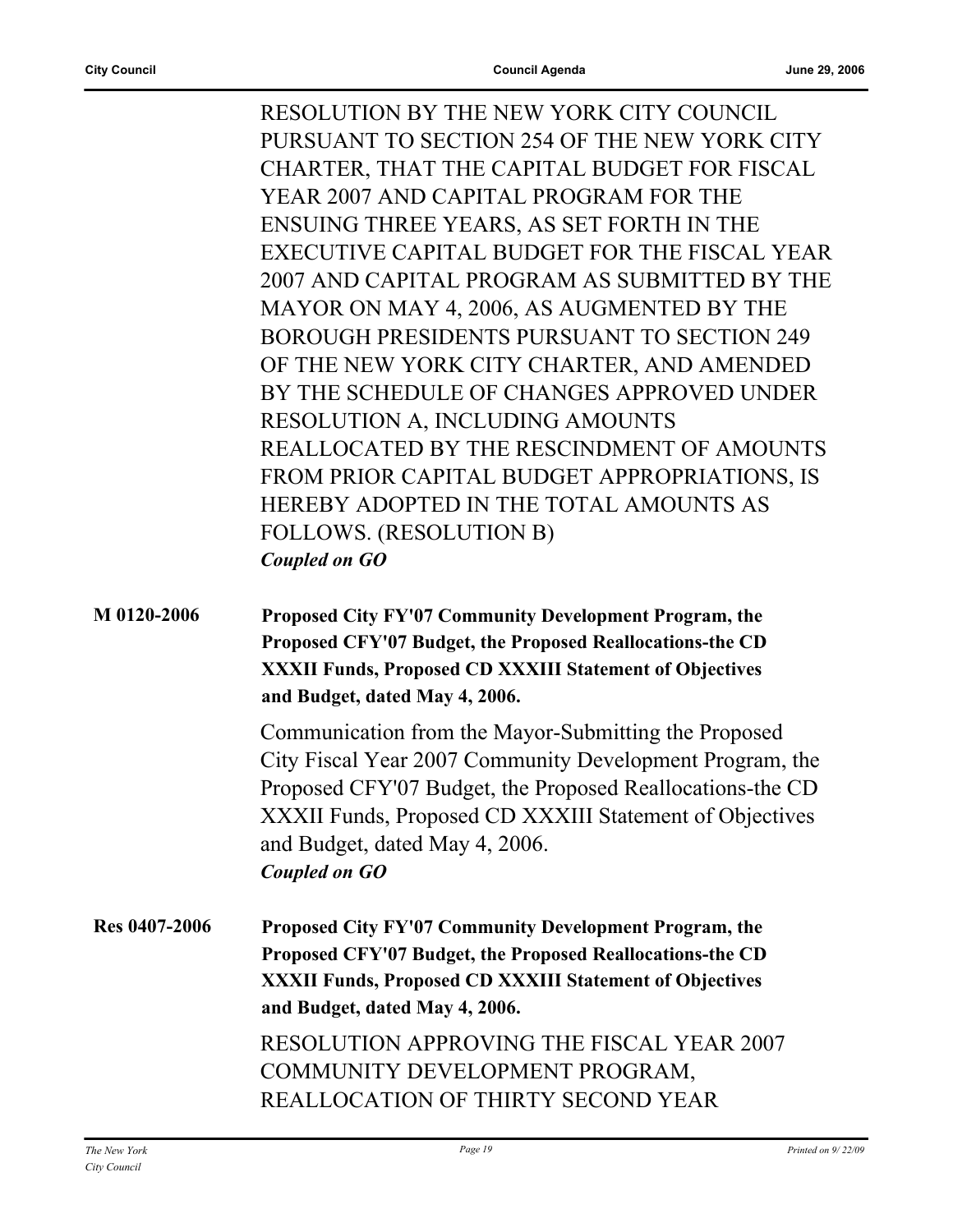RESOLUTION BY THE NEW YORK CITY COUNCIL PURSUANT TO SECTION 254 OF THE NEW YORK CITY CHARTER, THAT THE CAPITAL BUDGET FOR FISCAL YEAR 2007 AND CAPITAL PROGRAM FOR THE ENSUING THREE YEARS, AS SET FORTH IN THE EXECUTIVE CAPITAL BUDGET FOR THE FISCAL YEAR 2007 AND CAPITAL PROGRAM AS SUBMITTED BY THE MAYOR ON MAY 4, 2006, AS AUGMENTED BY THE BOROUGH PRESIDENTS PURSUANT TO SECTION 249 OF THE NEW YORK CITY CHARTER, AND AMENDED BY THE SCHEDULE OF CHANGES APPROVED UNDER RESOLUTION A, INCLUDING AMOUNTS REALLOCATED BY THE RESCINDMENT OF AMOUNTS FROM PRIOR CAPITAL BUDGET APPROPRIATIONS, IS HEREBY ADOPTED IN THE TOTAL AMOUNTS AS FOLLOWS. (RESOLUTION B)

***Coupled on GO***

**M 0120-2006** **Proposed City FY'07 Community Development Program, the Proposed CFY'07 Budget, the Proposed Reallocations-the CD XXXII Funds, Proposed CD XXXIII Statement of Objectives and Budget, dated May 4, 2006.**

Communication from the Mayor-Submitting the Proposed City Fiscal Year 2007 Community Development Program, the Proposed CFY'07 Budget, the Proposed Reallocations-the CD XXXII Funds, Proposed CD XXXIII Statement of Objectives and Budget, dated May 4, 2006.

***Coupled on GO***

**Res 0407-2006** **Proposed City FY'07 Community Development Program, the Proposed CFY'07 Budget, the Proposed Reallocations-the CD XXXII Funds, Proposed CD XXXIII Statement of Objectives and Budget, dated May 4, 2006.**

RESOLUTION APPROVING THE FISCAL YEAR 2007 COMMUNITY DEVELOPMENT PROGRAM, REALLOCATION OF THIRTY SECOND YEAR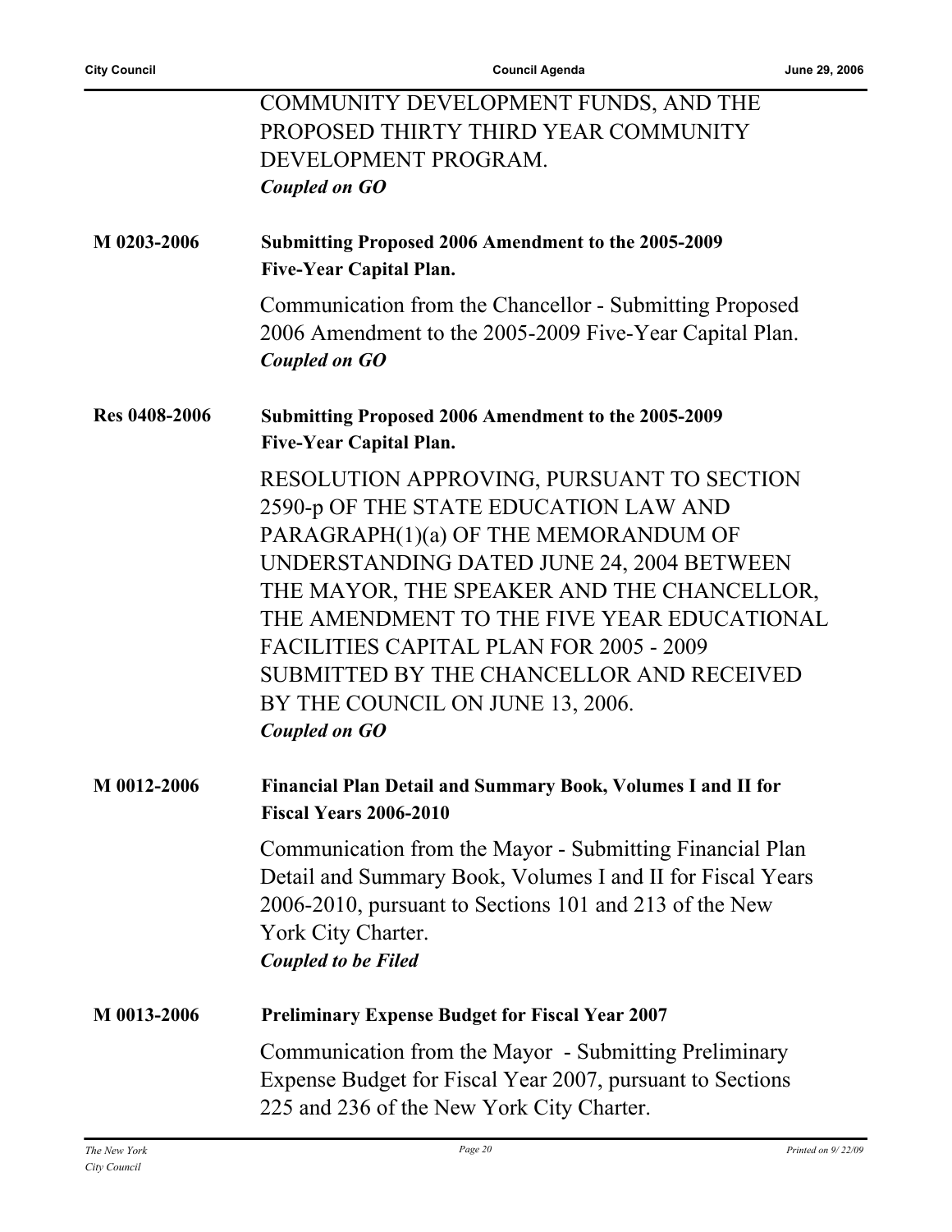COMMUNITY DEVELOPMENT FUNDS, AND THE PROPOSED THIRTY THIRD YEAR COMMUNITY DEVELOPMENT PROGRAM.

***Coupled on GO***

**M 0203-2006** **Submitting Proposed 2006 Amendment to the 2005-2009 Five-Year Capital Plan.**

Communication from the Chancellor - Submitting Proposed 2006 Amendment to the 2005-2009 Five-Year Capital Plan.

***Coupled on GO***

**Res 0408-2006** **Submitting Proposed 2006 Amendment to the 2005-2009 Five-Year Capital Plan.**

RESOLUTION APPROVING, PURSUANT TO SECTION 2590-p OF THE STATE EDUCATION LAW AND PARAGRAPH(1)(a) OF THE MEMORANDUM OF UNDERSTANDING DATED JUNE 24, 2004 BETWEEN THE MAYOR, THE SPEAKER AND THE CHANCELLOR, THE AMENDMENT TO THE FIVE YEAR EDUCATIONAL FACILITIES CAPITAL PLAN FOR 2005 - 2009 SUBMITTED BY THE CHANCELLOR AND RECEIVED BY THE COUNCIL ON JUNE 13, 2006.

***Coupled on GO***

**M 0012-2006** **Financial Plan Detail and Summary Book, Volumes I and II for Fiscal Years 2006-2010**

Communication from the Mayor - Submitting Financial Plan Detail and Summary Book, Volumes I and II for Fiscal Years 2006-2010, pursuant to Sections 101 and 213 of the New York City Charter.

***Coupled to be Filed***

**M 0013-2006** **Preliminary Expense Budget for Fiscal Year 2007**

Communication from the Mayor - Submitting Preliminary Expense Budget for Fiscal Year 2007, pursuant to Sections 225 and 236 of the New York City Charter.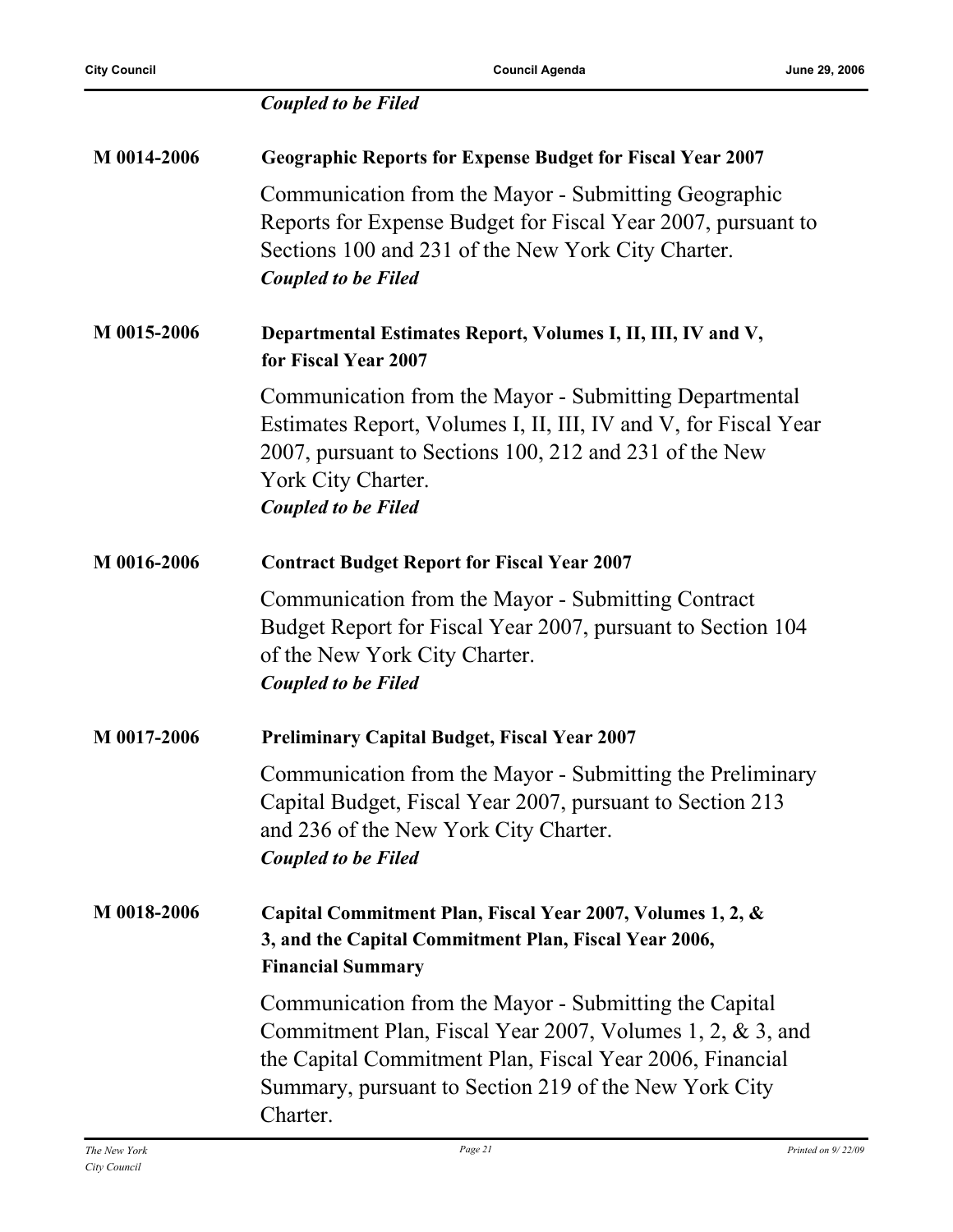*Coupled to be Filed*

**M 0014-2006** **Geographic Reports for Expense Budget for Fiscal Year 2007**

Communication from the Mayor - Submitting Geographic Reports for Expense Budget for Fiscal Year 2007, pursuant to Sections 100 and 231 of the New York City Charter.
*Coupled to be Filed*

**M 0015-2006** **Departmental Estimates Report, Volumes I, II, III, IV and V, for Fiscal Year 2007**

Communication from the Mayor - Submitting Departmental Estimates Report, Volumes I, II, III, IV and V, for Fiscal Year 2007, pursuant to Sections 100, 212 and 231 of the New York City Charter.
*Coupled to be Filed*

**M 0016-2006** **Contract Budget Report for Fiscal Year 2007**

Communication from the Mayor - Submitting Contract Budget Report for Fiscal Year 2007, pursuant to Section 104 of the New York City Charter.
*Coupled to be Filed*

**M 0017-2006** **Preliminary Capital Budget, Fiscal Year 2007**

Communication from the Mayor - Submitting the Preliminary Capital Budget, Fiscal Year 2007, pursuant to Section 213 and 236 of the New York City Charter.
*Coupled to be Filed*

**M 0018-2006** **Capital Commitment Plan, Fiscal Year 2007, Volumes 1, 2, & 3, and the Capital Commitment Plan, Fiscal Year 2006, Financial Summary**

Communication from the Mayor - Submitting the Capital Commitment Plan, Fiscal Year 2007, Volumes 1, 2, & 3, and the Capital Commitment Plan, Fiscal Year 2006, Financial Summary, pursuant to Section 219 of the New York City Charter.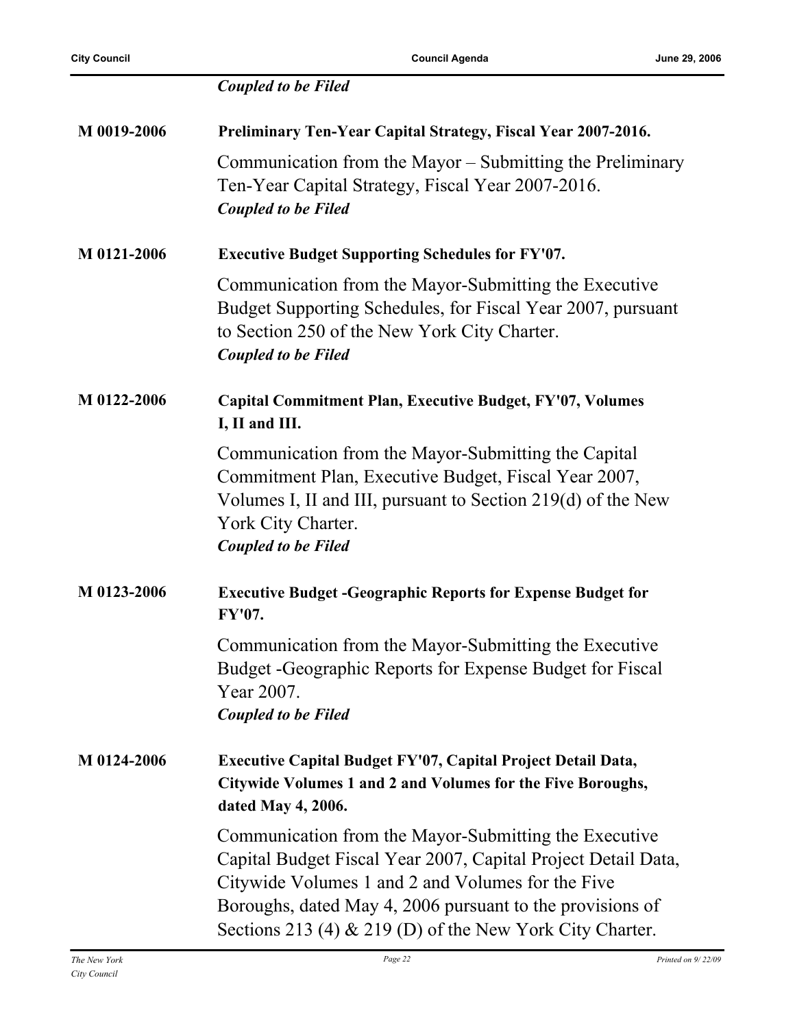***Coupled to be Filed***

**M 0019-2006** **Preliminary Ten-Year Capital Strategy, Fiscal Year 2007-2016.**

Communication from the Mayor – Submitting the Preliminary Ten-Year Capital Strategy, Fiscal Year 2007-2016.
***Coupled to be Filed***

**M 0121-2006** **Executive Budget Supporting Schedules for FY'07.**

Communication from the Mayor-Submitting the Executive Budget Supporting Schedules, for Fiscal Year 2007, pursuant to Section 250 of the New York City Charter.
***Coupled to be Filed***

**M 0122-2006** **Capital Commitment Plan, Executive Budget, FY'07, Volumes I, II and III.**

Communication from the Mayor-Submitting the Capital Commitment Plan, Executive Budget, Fiscal Year 2007, Volumes I, II and III, pursuant to Section 219(d) of the New York City Charter.
***Coupled to be Filed***

**M 0123-2006** **Executive Budget -Geographic Reports for Expense Budget for FY'07.**

Communication from the Mayor-Submitting the Executive Budget -Geographic Reports for Expense Budget for Fiscal Year 2007.
***Coupled to be Filed***

**M 0124-2006** **Executive Capital Budget FY'07, Capital Project Detail Data, Citywide Volumes 1 and 2 and Volumes for the Five Boroughs, dated May 4, 2006.**

Communication from the Mayor-Submitting the Executive Capital Budget Fiscal Year 2007, Capital Project Detail Data, Citywide Volumes 1 and 2 and Volumes for the Five Boroughs, dated May 4, 2006 pursuant to the provisions of Sections 213 (4) & 219 (D) of the New York City Charter.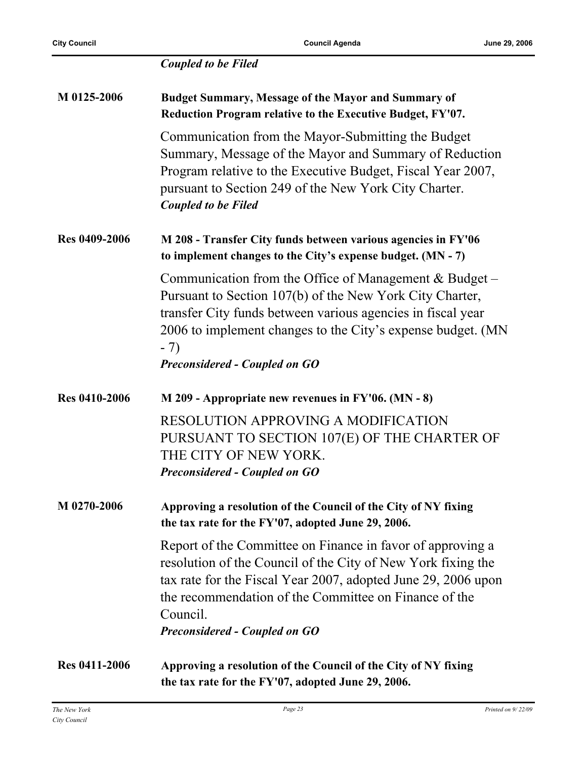***Coupled to be Filed***

**M 0125-2006** **Budget Summary, Message of the Mayor and Summary of Reduction Program relative to the Executive Budget, FY'07.**

Communication from the Mayor-Submitting the Budget Summary, Message of the Mayor and Summary of Reduction Program relative to the Executive Budget, Fiscal Year 2007, pursuant to Section 249 of the New York City Charter.
***Coupled to be Filed***

**Res 0409-2006** **M 208 - Transfer City funds between various agencies in FY'06 to implement changes to the City's expense budget. (MN - 7)**

Communication from the Office of Management & Budget – Pursuant to Section 107(b) of the New York City Charter, transfer City funds between various agencies in fiscal year 2006 to implement changes to the City's expense budget. (MN - 7)
***Preconsidered - Coupled on GO***

**Res 0410-2006** **M 209 - Appropriate new revenues in FY'06. (MN - 8)**

RESOLUTION APPROVING A MODIFICATION PURSUANT TO SECTION 107(E) OF THE CHARTER OF THE CITY OF NEW YORK.
***Preconsidered - Coupled on GO***

**M 0270-2006** **Approving a resolution of the Council of the City of NY fixing the tax rate for the FY'07, adopted June 29, 2006.**

Report of the Committee on Finance in favor of approving a resolution of the Council of the City of New York fixing the tax rate for the Fiscal Year 2007, adopted June 29, 2006 upon the recommendation of the Committee on Finance of the Council.
***Preconsidered - Coupled on GO***

**Res 0411-2006** **Approving a resolution of the Council of the City of NY fixing the tax rate for the FY'07, adopted June 29, 2006.**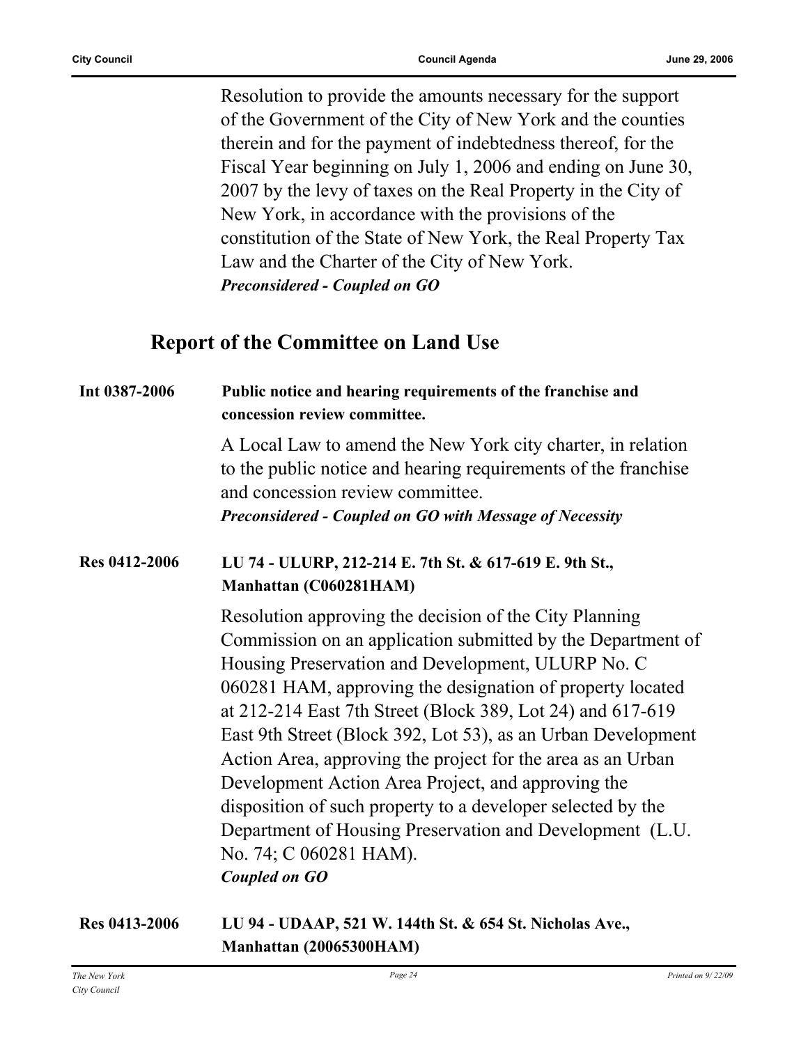Resolution to provide the amounts necessary for the support of the Government of the City of New York and the counties therein and for the payment of indebtedness thereof, for the Fiscal Year beginning on July 1, 2006 and ending on June 30, 2007 by the levy of taxes on the Real Property in the City of New York, in accordance with the provisions of the constitution of the State of New York, the Real Property Tax Law and the Charter of the City of New York.
***Preconsidered - Coupled on GO***

## Report of the Committee on Land Use

**Int 0387-2006** **Public notice and hearing requirements of the franchise and concession review committee.**

A Local Law to amend the New York city charter, in relation to the public notice and hearing requirements of the franchise and concession review committee.
***Preconsidered - Coupled on GO with Message of Necessity***

**Res 0412-2006** **LU 74 - ULURP, 212-214 E. 7th St. & 617-619 E. 9th St., Manhattan (C060281HAM)**

Resolution approving the decision of the City Planning Commission on an application submitted by the Department of Housing Preservation and Development, ULURP No. C 060281 HAM, approving the designation of property located at 212-214 East 7th Street (Block 389, Lot 24) and 617-619 East 9th Street (Block 392, Lot 53), as an Urban Development Action Area, approving the project for the area as an Urban Development Action Area Project, and approving the disposition of such property to a developer selected by the Department of Housing Preservation and Development (L.U. No. 74; C 060281 HAM).
***Coupled on GO***

**Res 0413-2006** **LU 94 - UDAAP, 521 W. 144th St. & 654 St. Nicholas Ave., Manhattan (20065300HAM)**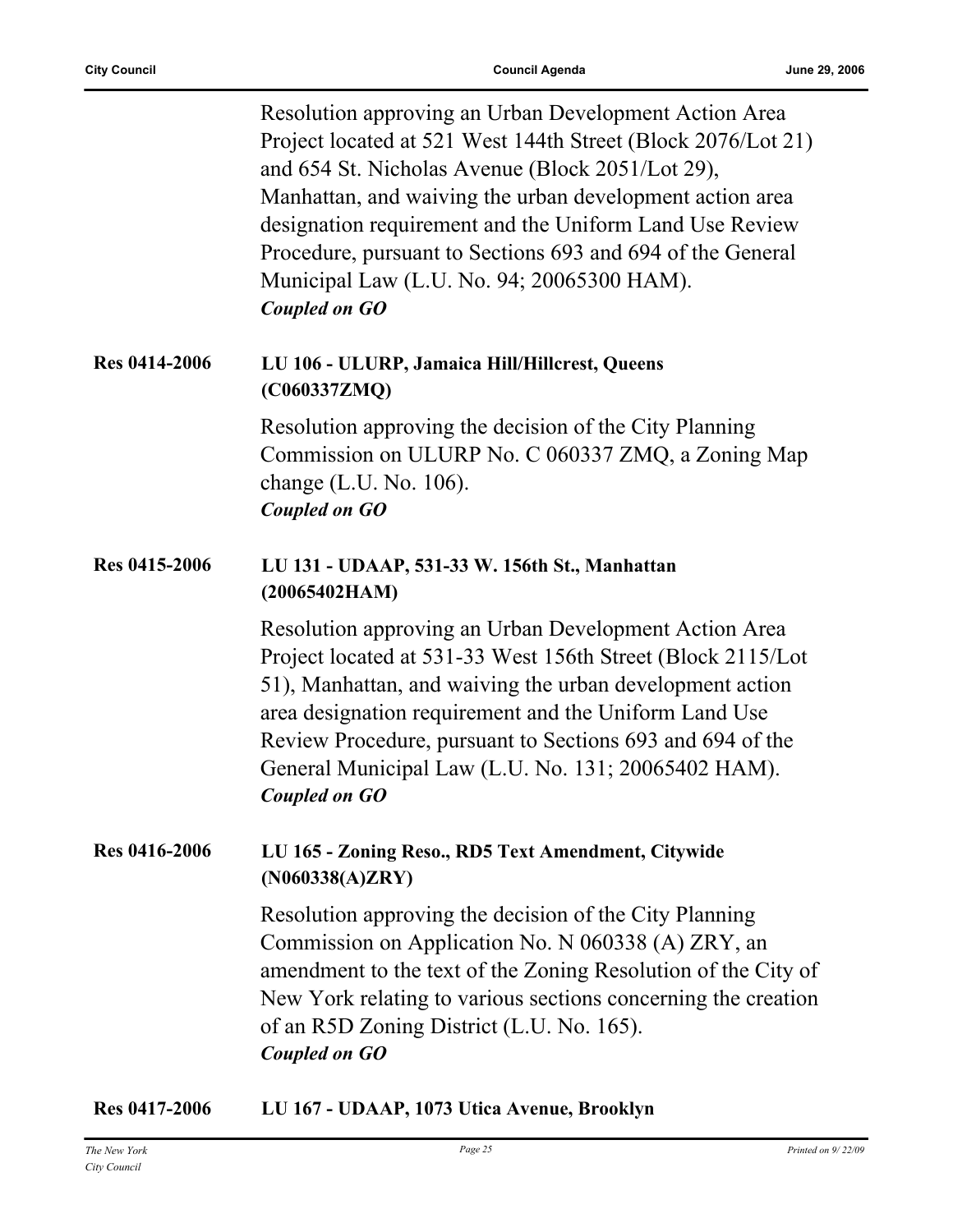Resolution approving an Urban Development Action Area Project located at 521 West 144th Street (Block 2076/Lot 21) and 654 St. Nicholas Avenue (Block 2051/Lot 29), Manhattan, and waiving the urban development action area designation requirement and the Uniform Land Use Review Procedure, pursuant to Sections 693 and 694 of the General Municipal Law (L.U. No. 94; 20065300 HAM).
***Coupled on GO***

**Res 0414-2006** **LU 106 - ULURP, Jamaica Hill/Hillcrest, Queens (C060337ZMQ)**

Resolution approving the decision of the City Planning Commission on ULURP No. C 060337 ZMQ, a Zoning Map change (L.U. No. 106).
***Coupled on GO***

**Res 0415-2006** **LU 131 - UDAAP, 531-33 W. 156th St., Manhattan (20065402HAM)**

Resolution approving an Urban Development Action Area Project located at 531-33 West 156th Street (Block 2115/Lot 51), Manhattan, and waiving the urban development action area designation requirement and the Uniform Land Use Review Procedure, pursuant to Sections 693 and 694 of the General Municipal Law (L.U. No. 131; 20065402 HAM).
***Coupled on GO***

**Res 0416-2006** **LU 165 - Zoning Reso., RD5 Text Amendment, Citywide (N060338(A)ZRY)**

Resolution approving the decision of the City Planning Commission on Application No. N 060338 (A) ZRY, an amendment to the text of the Zoning Resolution of the City of New York relating to various sections concerning the creation of an R5D Zoning District (L.U. No. 165).
***Coupled on GO***

**Res 0417-2006** **LU 167 - UDAAP, 1073 Utica Avenue, Brooklyn**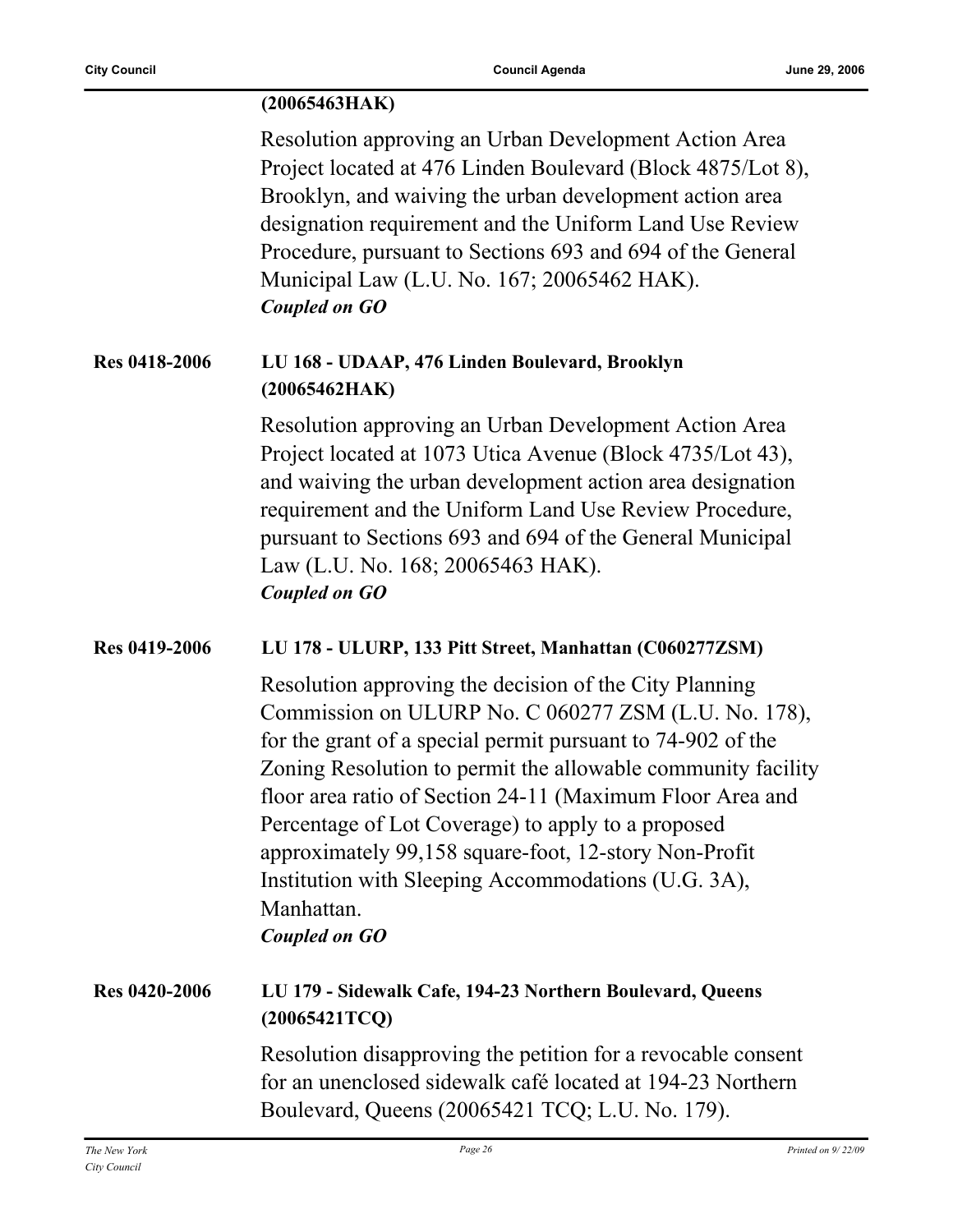**(20065463HAK)**

Resolution approving an Urban Development Action Area Project located at 476 Linden Boulevard (Block 4875/Lot 8), Brooklyn, and waiving the urban development action area designation requirement and the Uniform Land Use Review Procedure, pursuant to Sections 693 and 694 of the General Municipal Law (L.U. No. 167; 20065462 HAK).
***Coupled on GO***

**Res 0418-2006** **LU 168 - UDAAP, 476 Linden Boulevard, Brooklyn (20065462HAK)**

Resolution approving an Urban Development Action Area Project located at 1073 Utica Avenue (Block 4735/Lot 43), and waiving the urban development action area designation requirement and the Uniform Land Use Review Procedure, pursuant to Sections 693 and 694 of the General Municipal Law (L.U. No. 168; 20065463 HAK).
***Coupled on GO***

**Res 0419-2006** **LU 178 - ULURP, 133 Pitt Street, Manhattan (C060277ZSM)**

Resolution approving the decision of the City Planning Commission on ULURP No. C 060277 ZSM (L.U. No. 178), for the grant of a special permit pursuant to 74-902 of the Zoning Resolution to permit the allowable community facility floor area ratio of Section 24-11 (Maximum Floor Area and Percentage of Lot Coverage) to apply to a proposed approximately 99,158 square-foot, 12-story Non-Profit Institution with Sleeping Accommodations (U.G. 3A), Manhattan.
***Coupled on GO***

**Res 0420-2006** **LU 179 - Sidewalk Cafe, 194-23 Northern Boulevard, Queens (20065421TCQ)**

Resolution disapproving the petition for a revocable consent for an unenclosed sidewalk café located at 194-23 Northern Boulevard, Queens (20065421 TCQ; L.U. No. 179).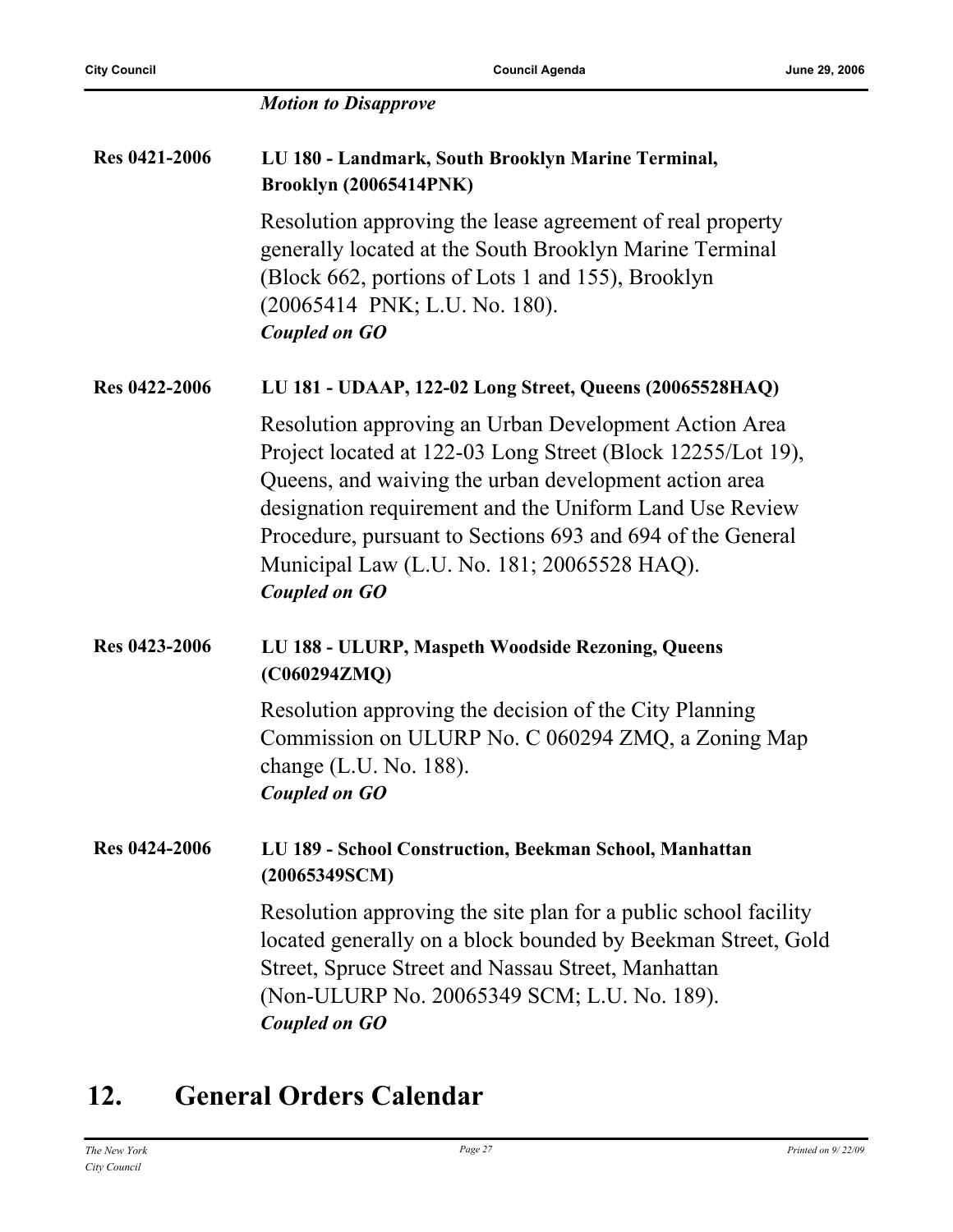*Motion to Disapprove*

**Res 0421-2006** **LU 180 - Landmark, South Brooklyn Marine Terminal, Brooklyn (20065414PNK)**

Resolution approving the lease agreement of real property generally located at the South Brooklyn Marine Terminal (Block 662, portions of Lots 1 and 155), Brooklyn (20065414 PNK; L.U. No. 180).
***Coupled on GO***

**Res 0422-2006** **LU 181 - UDAAP, 122-02 Long Street, Queens (20065528HAQ)**

Resolution approving an Urban Development Action Area Project located at 122-03 Long Street (Block 12255/Lot 19), Queens, and waiving the urban development action area designation requirement and the Uniform Land Use Review Procedure, pursuant to Sections 693 and 694 of the General Municipal Law (L.U. No. 181; 20065528 HAQ).
***Coupled on GO***

**Res 0423-2006** **LU 188 - ULURP, Maspeth Woodside Rezoning, Queens (C060294ZMQ)**

Resolution approving the decision of the City Planning Commission on ULURP No. C 060294 ZMQ, a Zoning Map change (L.U. No. 188).
***Coupled on GO***

**Res 0424-2006** **LU 189 - School Construction, Beekman School, Manhattan (20065349SCM)**

Resolution approving the site plan for a public school facility located generally on a block bounded by Beekman Street, Gold Street, Spruce Street and Nassau Street, Manhattan (Non-ULURP No. 20065349 SCM; L.U. No. 189).
***Coupled on GO***

# 12. General Orders Calendar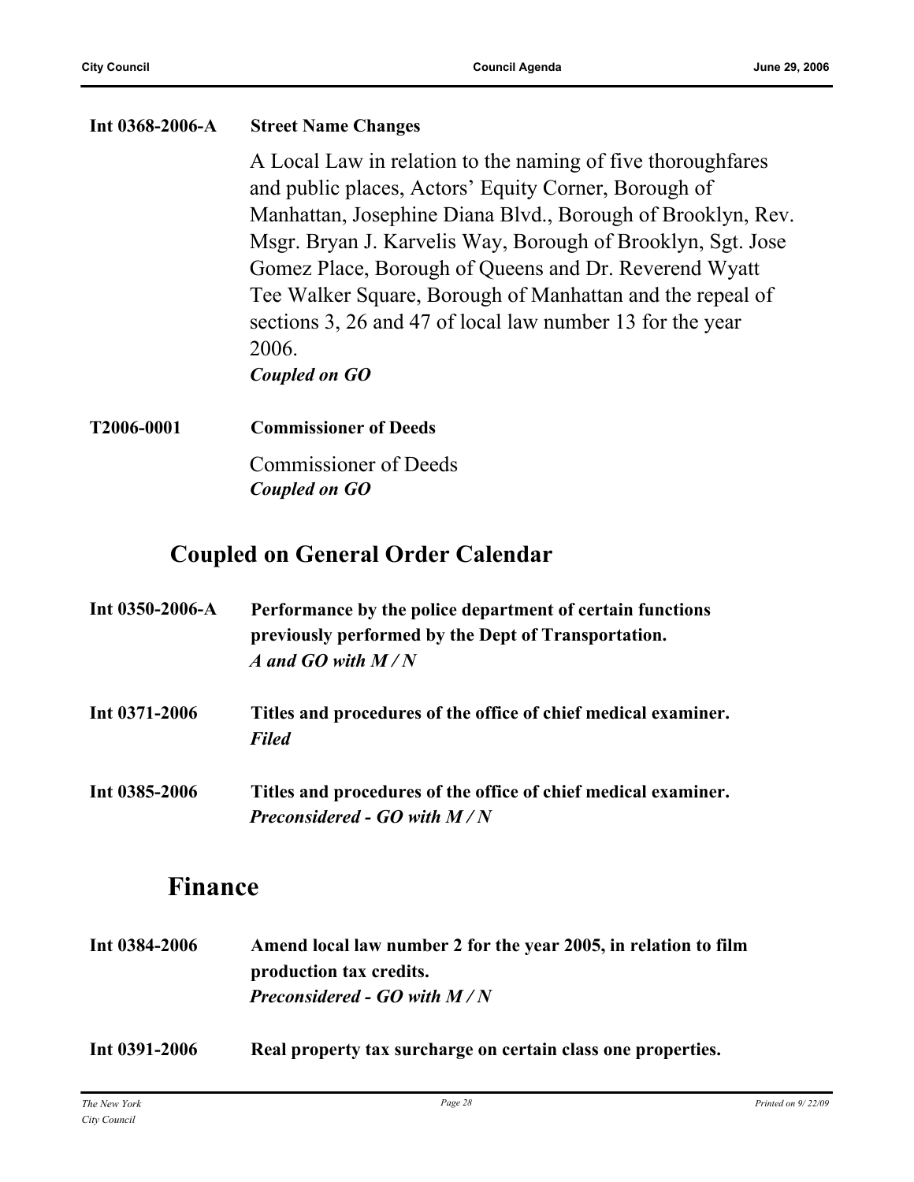**Int 0368-2006-A** **Street Name Changes**

A Local Law in relation to the naming of five thoroughfares and public places, Actors' Equity Corner, Borough of Manhattan, Josephine Diana Blvd., Borough of Brooklyn, Rev. Msgr. Bryan J. Karvelis Way, Borough of Brooklyn, Sgt. Jose Gomez Place, Borough of Queens and Dr. Reverend Wyatt Tee Walker Square, Borough of Manhattan and the repeal of sections 3, 26 and 47 of local law number 13 for the year 2006.

***Coupled on GO***

**T2006-0001** **Commissioner of Deeds**

Commissioner of Deeds

***Coupled on GO***

## Coupled on General Order Calendar

**Int 0350-2006-A** **Performance by the police department of certain functions previously performed by the Dept of Transportation.**

***A and GO with M / N***

**Int 0371-2006** **Titles and procedures of the office of chief medical examiner.**

***Filed***

**Int 0385-2006** **Titles and procedures of the office of chief medical examiner.**

***Preconsidered - GO with M / N***

## Finance

**Int 0384-2006** **Amend local law number 2 for the year 2005, in relation to film production tax credits.**

***Preconsidered - GO with M / N***

**Int 0391-2006** **Real property tax surcharge on certain class one properties.**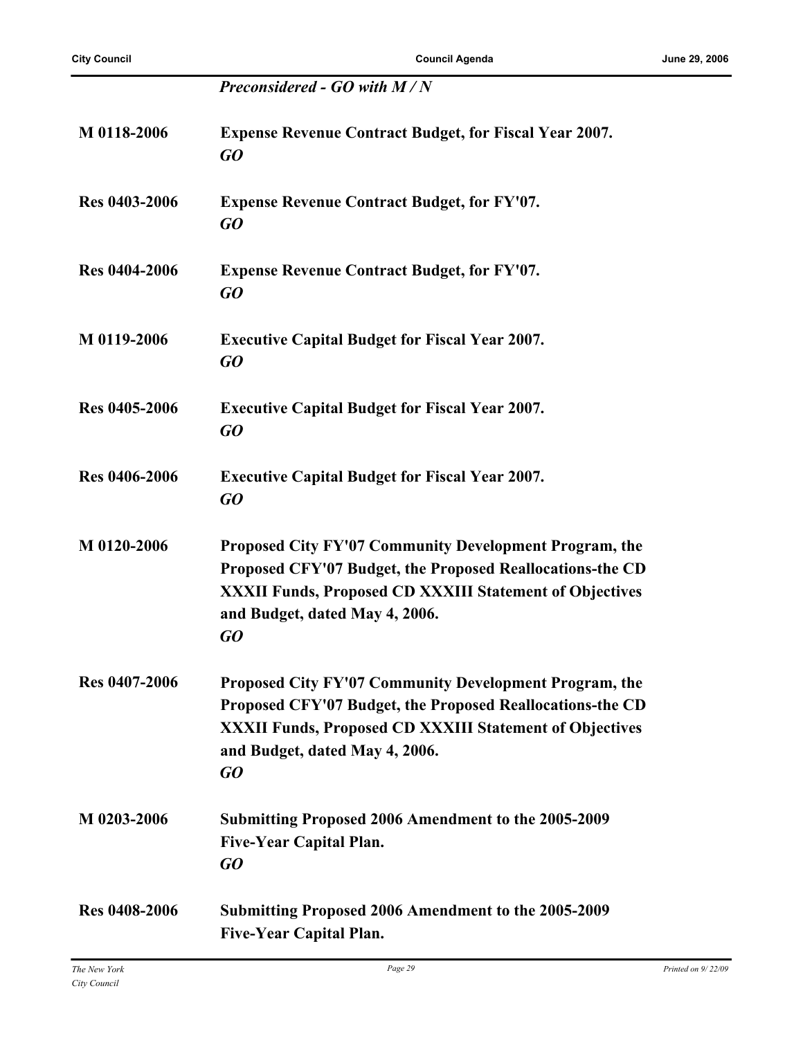*Preconsidered - GO with M / N*

**M 0118-2006** **Expense Revenue Contract Budget, for Fiscal Year 2007.**
***GO***

**Res 0403-2006** **Expense Revenue Contract Budget, for FY'07.**
***GO***

**Res 0404-2006** **Expense Revenue Contract Budget, for FY'07.**
***GO***

**M 0119-2006** **Executive Capital Budget for Fiscal Year 2007.**
***GO***

**Res 0405-2006** **Executive Capital Budget for Fiscal Year 2007.**
***GO***

**Res 0406-2006** **Executive Capital Budget for Fiscal Year 2007.**
***GO***

**M 0120-2006** **Proposed City FY'07 Community Development Program, the Proposed CFY'07 Budget, the Proposed Reallocations-the CD XXXII Funds, Proposed CD XXXIII Statement of Objectives and Budget, dated May 4, 2006.**
***GO***

**Res 0407-2006** **Proposed City FY'07 Community Development Program, the Proposed CFY'07 Budget, the Proposed Reallocations-the CD XXXII Funds, Proposed CD XXXIII Statement of Objectives and Budget, dated May 4, 2006.**
***GO***

**M 0203-2006** **Submitting Proposed 2006 Amendment to the 2005-2009 Five-Year Capital Plan.**
***GO***

**Res 0408-2006** **Submitting Proposed 2006 Amendment to the 2005-2009 Five-Year Capital Plan.**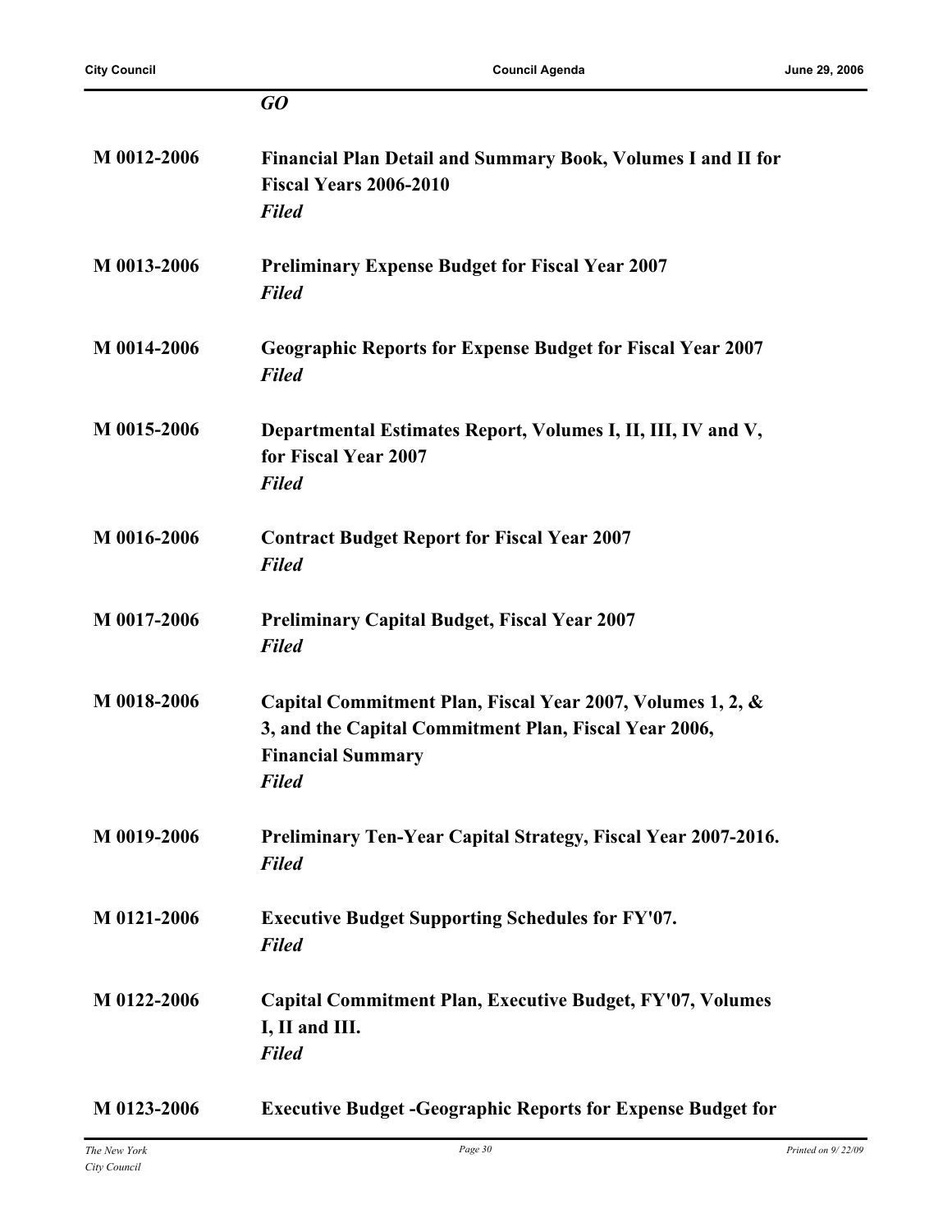*GO*

**M 0012-2006** **Financial Plan Detail and Summary Book, Volumes I and II for Fiscal Years 2006-2010**
*Filed*

**M 0013-2006** **Preliminary Expense Budget for Fiscal Year 2007**
*Filed*

**M 0014-2006** **Geographic Reports for Expense Budget for Fiscal Year 2007**
*Filed*

**M 0015-2006** **Departmental Estimates Report, Volumes I, II, III, IV and V, for Fiscal Year 2007**
*Filed*

**M 0016-2006** **Contract Budget Report for Fiscal Year 2007**
*Filed*

**M 0017-2006** **Preliminary Capital Budget, Fiscal Year 2007**
*Filed*

**M 0018-2006** **Capital Commitment Plan, Fiscal Year 2007, Volumes 1, 2, & 3, and the Capital Commitment Plan, Fiscal Year 2006, Financial Summary**
*Filed*

**M 0019-2006** **Preliminary Ten-Year Capital Strategy, Fiscal Year 2007-2016.**
*Filed*

**M 0121-2006** **Executive Budget Supporting Schedules for FY'07.**
*Filed*

**M 0122-2006** **Capital Commitment Plan, Executive Budget, FY'07, Volumes I, II and III.**
*Filed*

**M 0123-2006** **Executive Budget -Geographic Reports for Expense Budget for**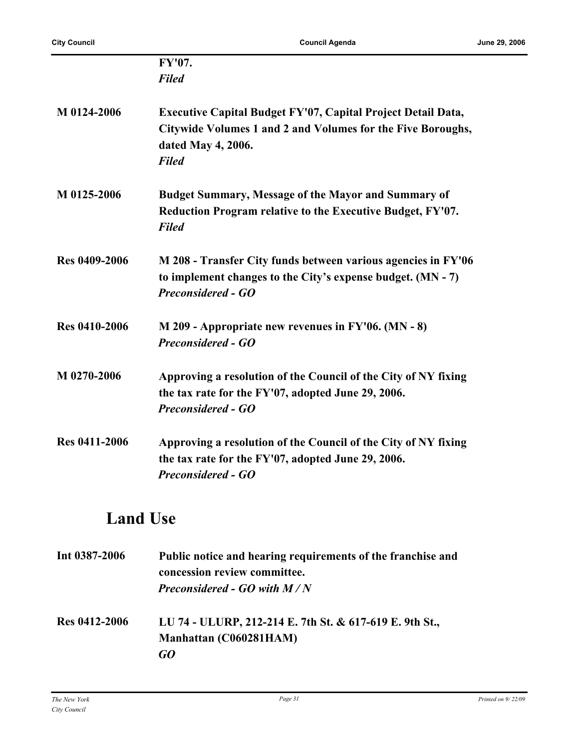**FY'07.**
***Filed***

**M 0124-2006** **Executive Capital Budget FY'07, Capital Project Detail Data, Citywide Volumes 1 and 2 and Volumes for the Five Boroughs, dated May 4, 2006.**
***Filed***

**M 0125-2006** **Budget Summary, Message of the Mayor and Summary of Reduction Program relative to the Executive Budget, FY'07.**
***Filed***

**Res 0409-2006** **M 208 - Transfer City funds between various agencies in FY'06 to implement changes to the City's expense budget. (MN - 7)**
***Preconsidered - GO***

**Res 0410-2006** **M 209 - Appropriate new revenues in FY'06. (MN - 8)**
***Preconsidered - GO***

**M 0270-2006** **Approving a resolution of the Council of the City of NY fixing the tax rate for the FY'07, adopted June 29, 2006.**
***Preconsidered - GO***

**Res 0411-2006** **Approving a resolution of the Council of the City of NY fixing the tax rate for the FY'07, adopted June 29, 2006.**
***Preconsidered - GO***

## Land Use

**Int 0387-2006** **Public notice and hearing requirements of the franchise and concession review committee.**
***Preconsidered - GO with M / N***

**Res 0412-2006** **LU 74 - ULURP, 212-214 E. 7th St. & 617-619 E. 9th St., Manhattan (C060281HAM)**
***GO***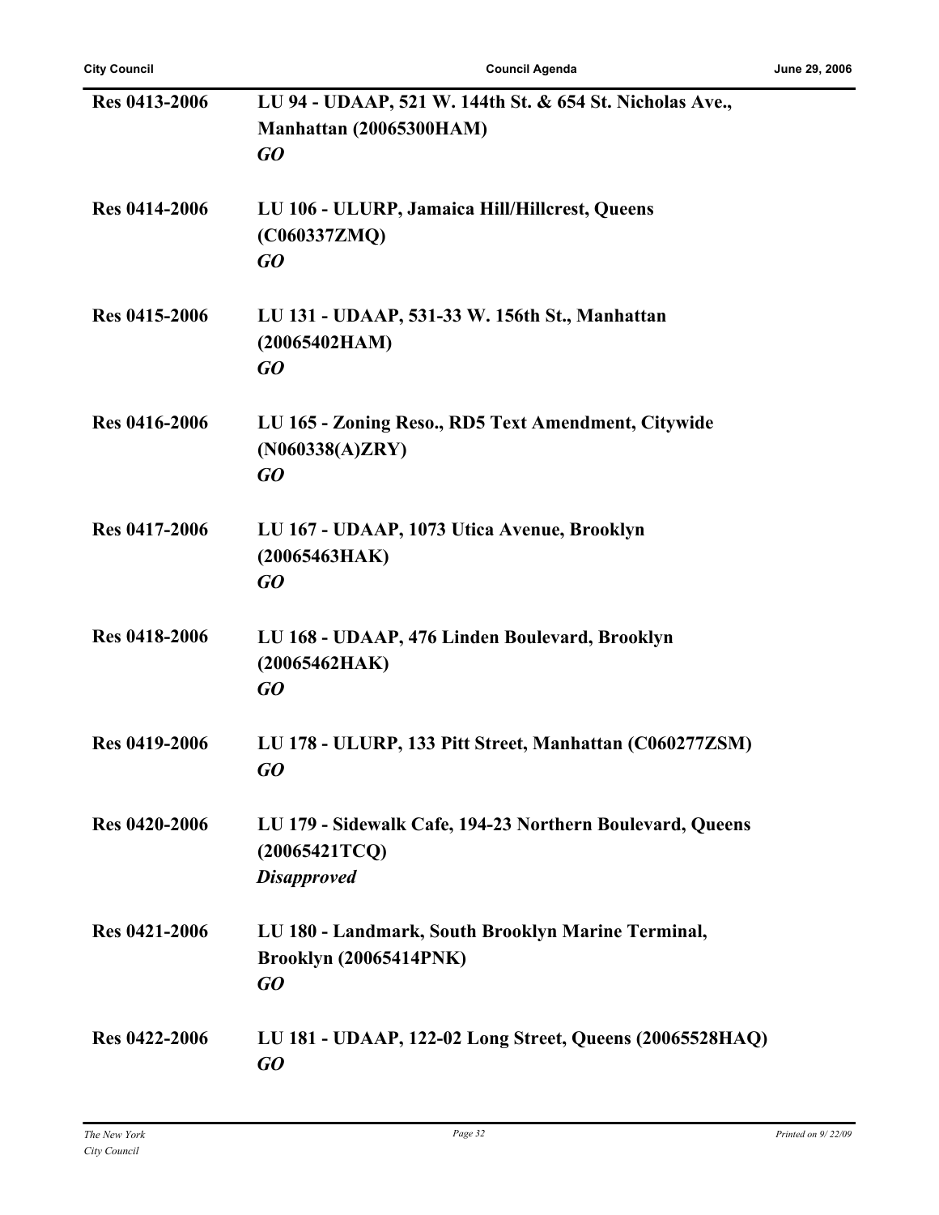**Res 0413-2006** **LU 94 - UDAAP, 521 W. 144th St. & 654 St. Nicholas Ave., Manhattan (20065300HAM)**
***GO***

**Res 0414-2006** **LU 106 - ULURP, Jamaica Hill/Hillcrest, Queens (C060337ZMQ)**
***GO***

**Res 0415-2006** **LU 131 - UDAAP, 531-33 W. 156th St., Manhattan (20065402HAM)**
***GO***

**Res 0416-2006** **LU 165 - Zoning Reso., RD5 Text Amendment, Citywide (N060338(A)ZRY)**
***GO***

**Res 0417-2006** **LU 167 - UDAAP, 1073 Utica Avenue, Brooklyn (20065463HAK)**
***GO***

**Res 0418-2006** **LU 168 - UDAAP, 476 Linden Boulevard, Brooklyn (20065462HAK)**
***GO***

**Res 0419-2006** **LU 178 - ULURP, 133 Pitt Street, Manhattan (C060277ZSM)**
***GO***

**Res 0420-2006** **LU 179 - Sidewalk Cafe, 194-23 Northern Boulevard, Queens (20065421TCQ)**
***Disapproved***

**Res 0421-2006** **LU 180 - Landmark, South Brooklyn Marine Terminal, Brooklyn (20065414PNK)**
***GO***

**Res 0422-2006** **LU 181 - UDAAP, 122-02 Long Street, Queens (20065528HAQ)**
***GO***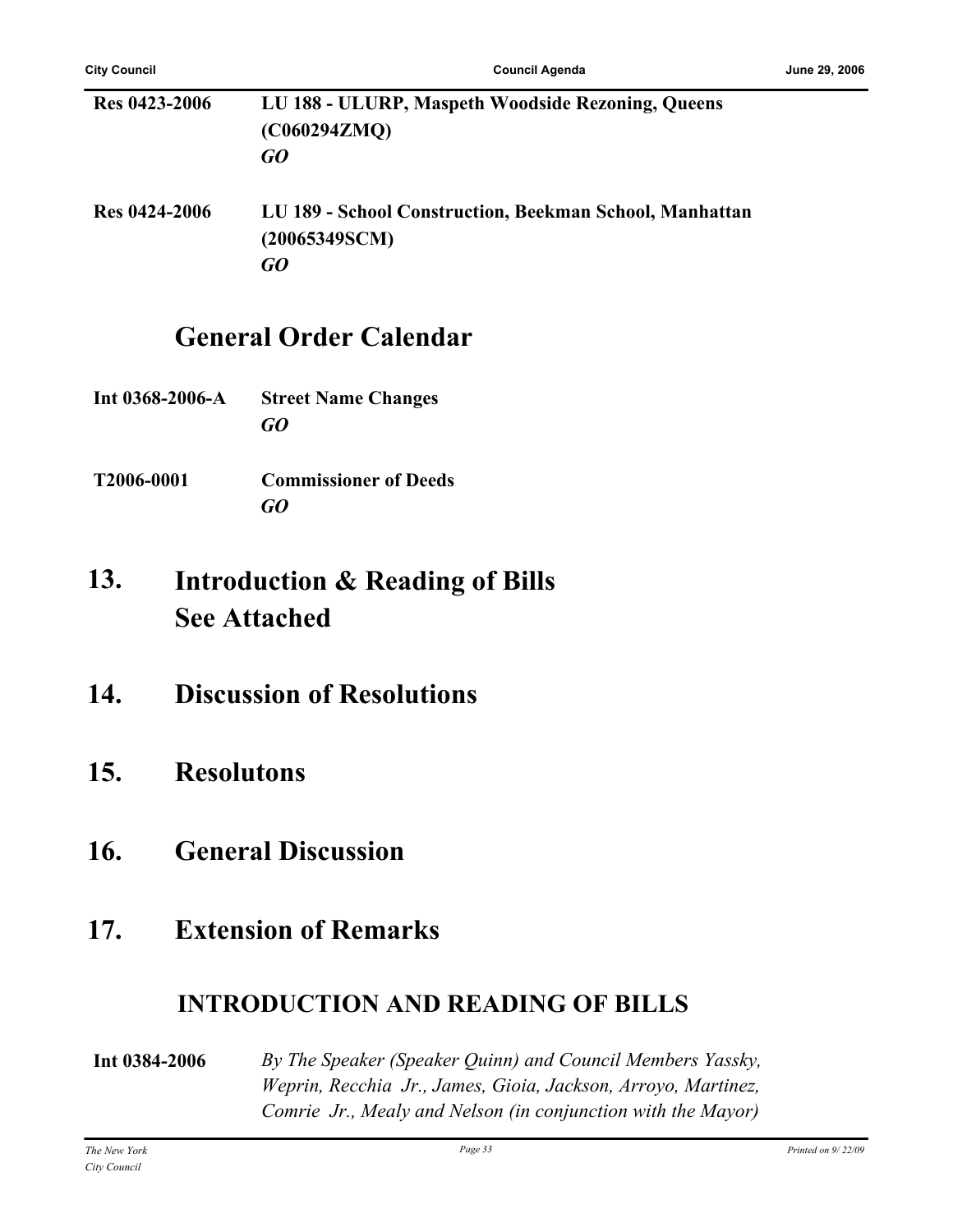**Res 0423-2006** **LU 188 - ULURP, Maspeth Woodside Rezoning, Queens (C060294ZMQ)**
***GO***

**Res 0424-2006** **LU 189 - School Construction, Beekman School, Manhattan (20065349SCM)**
***GO***

## General Order Calendar

**Int 0368-2006-A** **Street Name Changes**
***GO***

**T2006-0001** **Commissioner of Deeds**
***GO***

## 13. Introduction & Reading of Bills See Attached

## 14. Discussion of Resolutions

## 15. Resolutons

## 16. General Discussion

## 17. Extension of Remarks

## INTRODUCTION AND READING OF BILLS

**Int 0384-2006** *By The Speaker (Speaker Quinn) and Council Members Yassky, Weprin, Recchia Jr., James, Gioia, Jackson, Arroyo, Martinez, Comrie Jr., Mealy and Nelson (in conjunction with the Mayor)*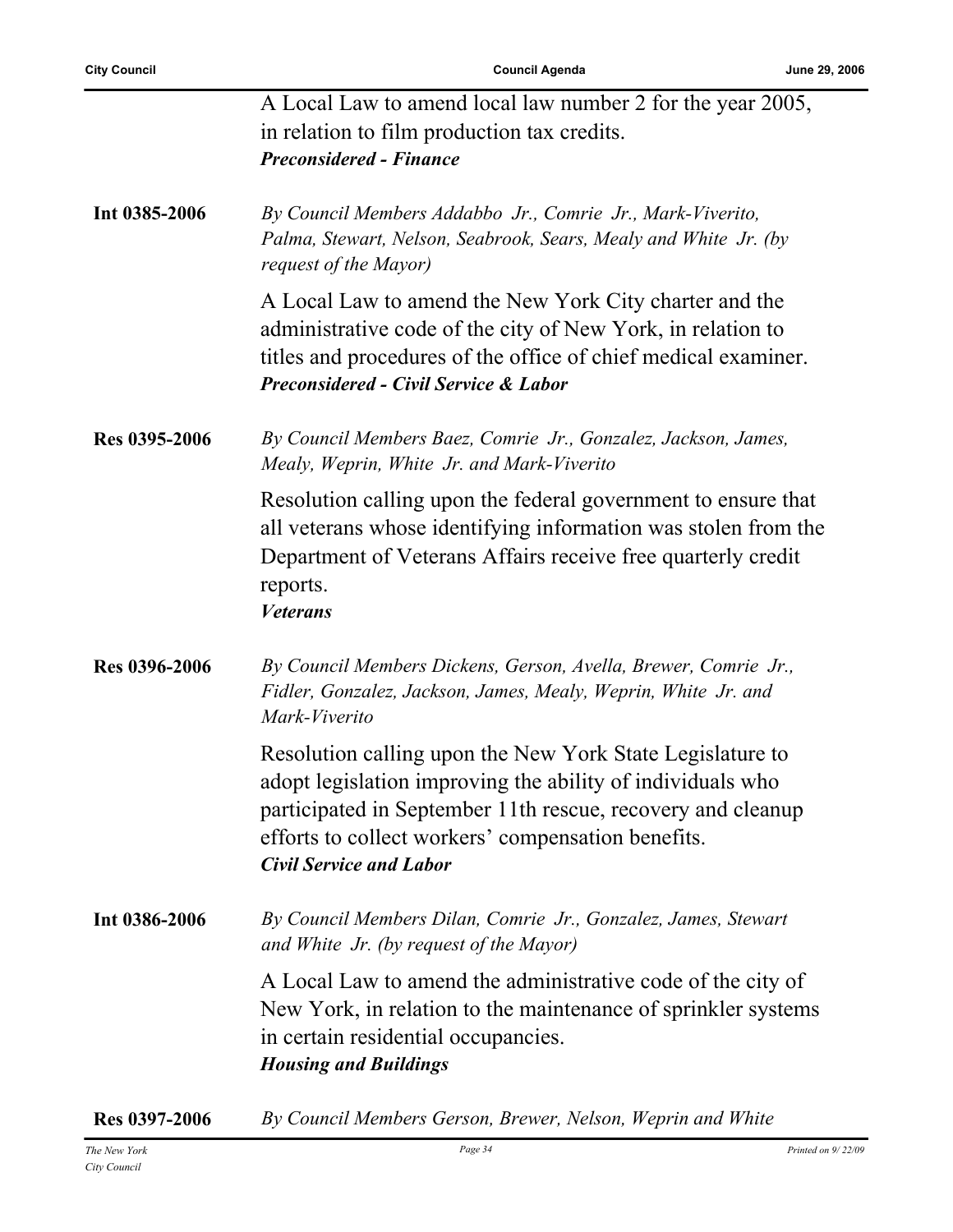A Local Law to amend local law number 2 for the year 2005, in relation to film production tax credits.
***Preconsidered - Finance***

**Int 0385-2006**

*By Council Members Addabbo Jr., Comrie Jr., Mark-Viverito, Palma, Stewart, Nelson, Seabrook, Sears, Mealy and White Jr. (by request of the Mayor)*

A Local Law to amend the New York City charter and the administrative code of the city of New York, in relation to titles and procedures of the office of chief medical examiner.
***Preconsidered - Civil Service & Labor***

**Res 0395-2006**

*By Council Members Baez, Comrie Jr., Gonzalez, Jackson, James, Mealy, Weprin, White Jr. and Mark-Viverito*

Resolution calling upon the federal government to ensure that all veterans whose identifying information was stolen from the Department of Veterans Affairs receive free quarterly credit reports.
***Veterans***

**Res 0396-2006**

*By Council Members Dickens, Gerson, Avella, Brewer, Comrie Jr., Fidler, Gonzalez, Jackson, James, Mealy, Weprin, White Jr. and Mark-Viverito*

Resolution calling upon the New York State Legislature to adopt legislation improving the ability of individuals who participated in September 11th rescue, recovery and cleanup efforts to collect workers' compensation benefits.
***Civil Service and Labor***

**Int 0386-2006**

*By Council Members Dilan, Comrie Jr., Gonzalez, James, Stewart and White Jr. (by request of the Mayor)*

A Local Law to amend the administrative code of the city of New York, in relation to the maintenance of sprinkler systems in certain residential occupancies.
***Housing and Buildings***

**Res 0397-2006**

*By Council Members Gerson, Brewer, Nelson, Weprin and White*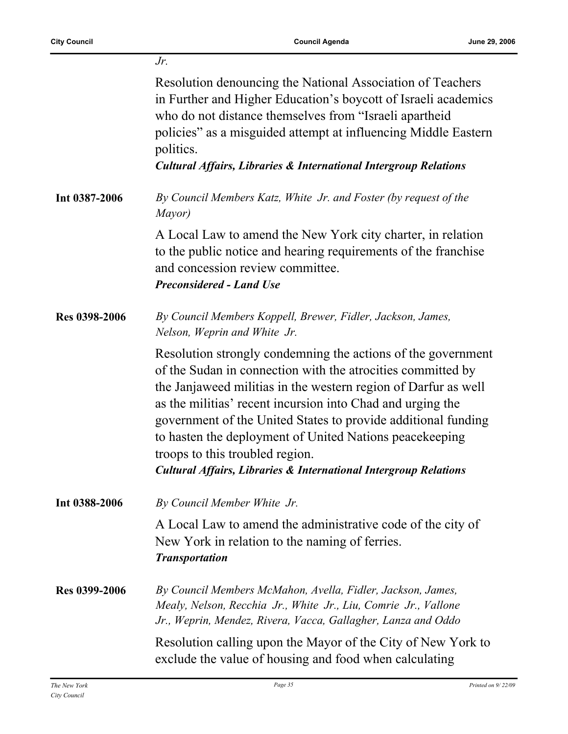*Jr.*

Resolution denouncing the National Association of Teachers in Further and Higher Education's boycott of Israeli academics who do not distance themselves from "Israeli apartheid policies" as a misguided attempt at influencing Middle Eastern politics.

***Cultural Affairs, Libraries & International Intergroup Relations***

**Int 0387-2006**

*By Council Members Katz, White Jr. and Foster (by request of the Mayor)*

A Local Law to amend the New York city charter, in relation to the public notice and hearing requirements of the franchise and concession review committee.

***Preconsidered - Land Use***

**Res 0398-2006**

*By Council Members Koppell, Brewer, Fidler, Jackson, James, Nelson, Weprin and White Jr.*

Resolution strongly condemning the actions of the government of the Sudan in connection with the atrocities committed by the Janjaweed militias in the western region of Darfur as well as the militias' recent incursion into Chad and urging the government of the United States to provide additional funding to hasten the deployment of United Nations peacekeeping troops to this troubled region.

***Cultural Affairs, Libraries & International Intergroup Relations***

**Int 0388-2006**

*By Council Member White Jr.*

A Local Law to amend the administrative code of the city of New York in relation to the naming of ferries.

***Transportation***

**Res 0399-2006**

*By Council Members McMahon, Avella, Fidler, Jackson, James, Mealy, Nelson, Recchia Jr., White Jr., Liu, Comrie Jr., Vallone Jr., Weprin, Mendez, Rivera, Vacca, Gallagher, Lanza and Oddo*

Resolution calling upon the Mayor of the City of New York to exclude the value of housing and food when calculating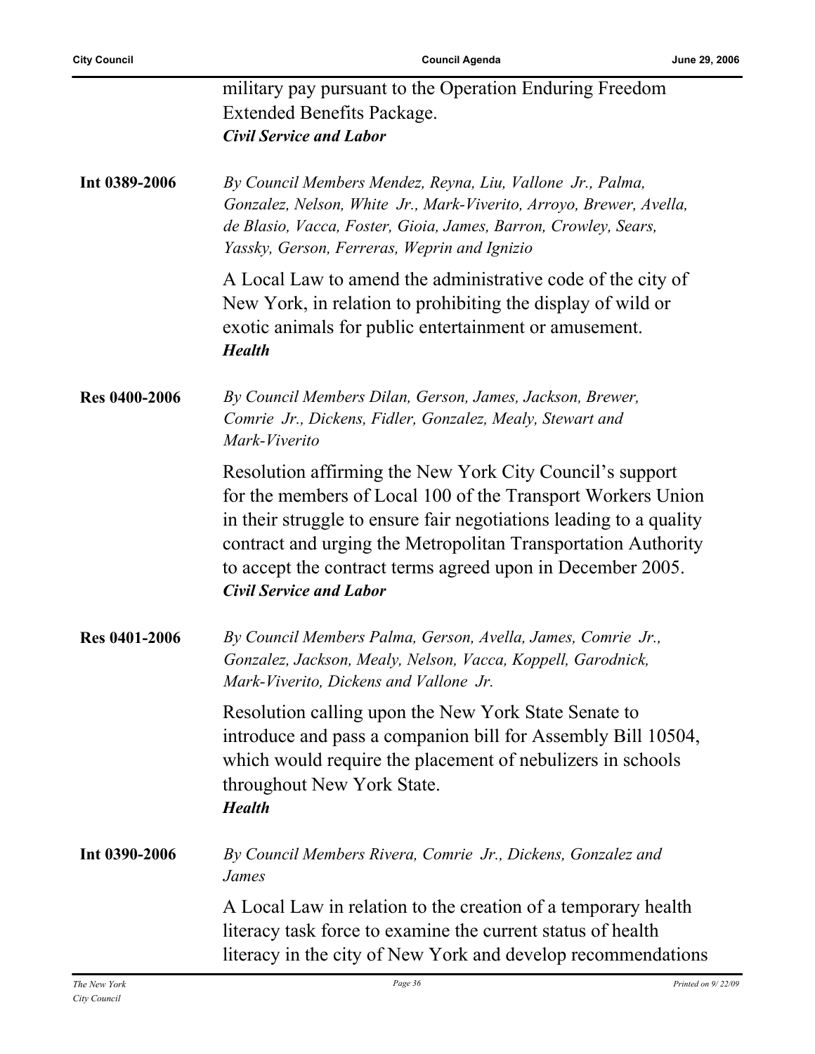military pay pursuant to the Operation Enduring Freedom Extended Benefits Package.
***Civil Service and Labor***

**Int 0389-2006**

*By Council Members Mendez, Reyna, Liu, Vallone Jr., Palma, Gonzalez, Nelson, White Jr., Mark-Viverito, Arroyo, Brewer, Avella, de Blasio, Vacca, Foster, Gioia, James, Barron, Crowley, Sears, Yassky, Gerson, Ferreras, Weprin and Ignizio*

A Local Law to amend the administrative code of the city of New York, in relation to prohibiting the display of wild or exotic animals for public entertainment or amusement.
***Health***

**Res 0400-2006**

*By Council Members Dilan, Gerson, James, Jackson, Brewer, Comrie Jr., Dickens, Fidler, Gonzalez, Mealy, Stewart and Mark-Viverito*

Resolution affirming the New York City Council's support for the members of Local 100 of the Transport Workers Union in their struggle to ensure fair negotiations leading to a quality contract and urging the Metropolitan Transportation Authority to accept the contract terms agreed upon in December 2005.
***Civil Service and Labor***

**Res 0401-2006**

*By Council Members Palma, Gerson, Avella, James, Comrie Jr., Gonzalez, Jackson, Mealy, Nelson, Vacca, Koppell, Garodnick, Mark-Viverito, Dickens and Vallone Jr.*

Resolution calling upon the New York State Senate to introduce and pass a companion bill for Assembly Bill 10504, which would require the placement of nebulizers in schools throughout New York State.
***Health***

**Int 0390-2006**

*By Council Members Rivera, Comrie Jr., Dickens, Gonzalez and James*

A Local Law in relation to the creation of a temporary health literacy task force to examine the current status of health literacy in the city of New York and develop recommendations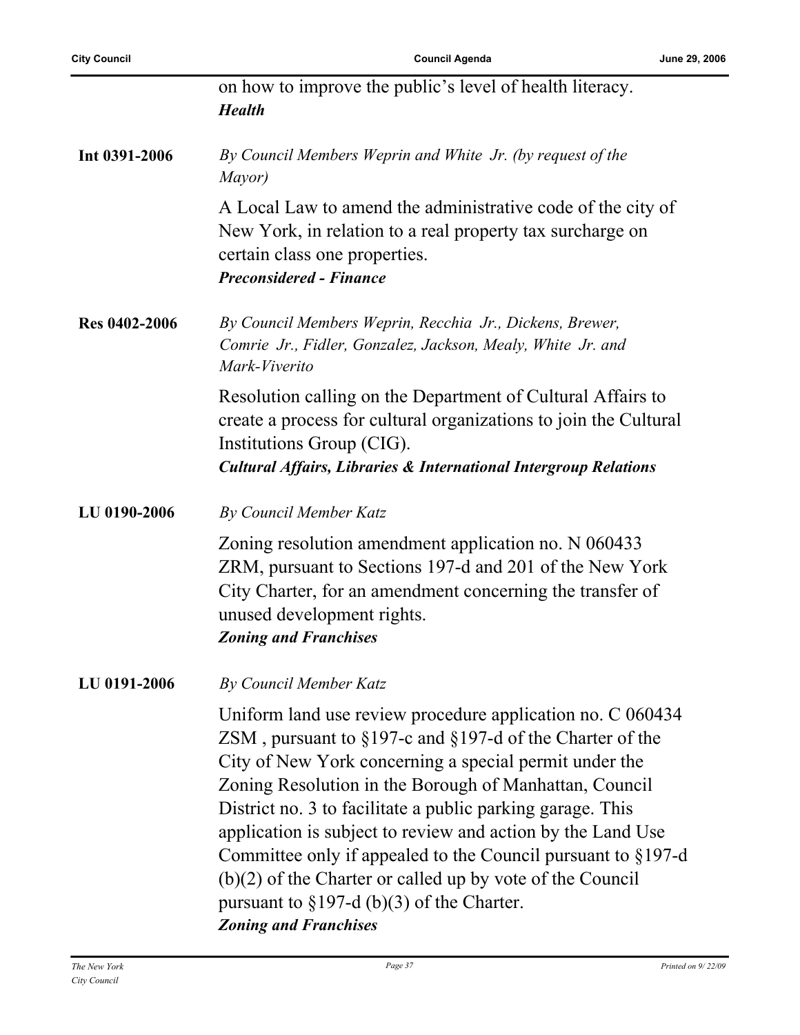on how to improve the public's level of health literacy.
***Health***

**Int 0391-2006**

*By Council Members Weprin and White Jr. (by request of the Mayor)*

A Local Law to amend the administrative code of the city of New York, in relation to a real property tax surcharge on certain class one properties.
***Preconsidered - Finance***

**Res 0402-2006**

*By Council Members Weprin, Recchia Jr., Dickens, Brewer, Comrie Jr., Fidler, Gonzalez, Jackson, Mealy, White Jr. and Mark-Viverito*

Resolution calling on the Department of Cultural Affairs to create a process for cultural organizations to join the Cultural Institutions Group (CIG).
***Cultural Affairs, Libraries & International Intergroup Relations***

**LU 0190-2006**

*By Council Member Katz*

Zoning resolution amendment application no. N 060433 ZRM, pursuant to Sections 197-d and 201 of the New York City Charter, for an amendment concerning the transfer of unused development rights.
***Zoning and Franchises***

**LU 0191-2006**

*By Council Member Katz*

Uniform land use review procedure application no. C 060434 ZSM , pursuant to §197-c and §197-d of the Charter of the City of New York concerning a special permit under the Zoning Resolution in the Borough of Manhattan, Council District no. 3 to facilitate a public parking garage. This application is subject to review and action by the Land Use Committee only if appealed to the Council pursuant to §197-d (b)(2) of the Charter or called up by vote of the Council pursuant to §197-d (b)(3) of the Charter.
***Zoning and Franchises***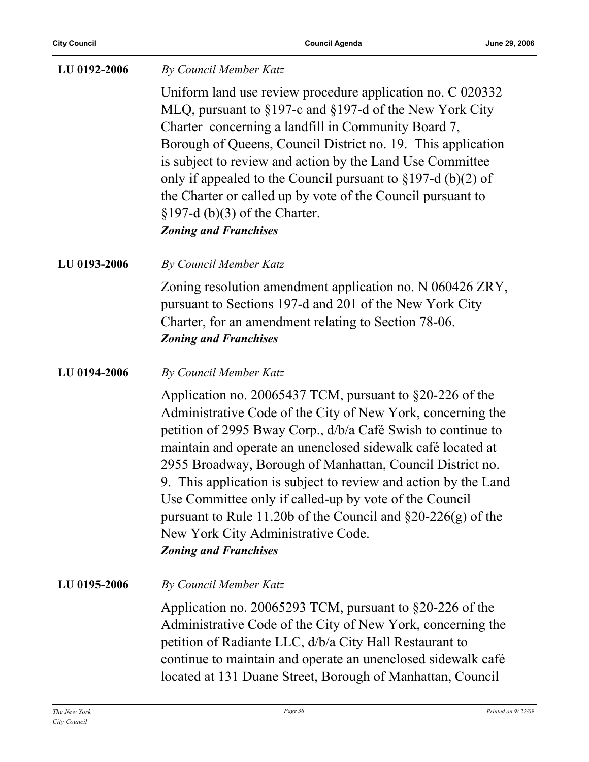**LU 0192-2006** *By Council Member Katz*

Uniform land use review procedure application no. C 020332 MLQ, pursuant to §197-c and §197-d of the New York City Charter concerning a landfill in Community Board 7, Borough of Queens, Council District no. 19. This application is subject to review and action by the Land Use Committee only if appealed to the Council pursuant to §197-d (b)(2) of the Charter or called up by vote of the Council pursuant to §197-d (b)(3) of the Charter.
***Zoning and Franchises***

**LU 0193-2006** *By Council Member Katz*

Zoning resolution amendment application no. N 060426 ZRY, pursuant to Sections 197-d and 201 of the New York City Charter, for an amendment relating to Section 78-06.
***Zoning and Franchises***

**LU 0194-2006** *By Council Member Katz*

Application no. 20065437 TCM, pursuant to §20-226 of the Administrative Code of the City of New York, concerning the petition of 2995 Bway Corp., d/b/a Café Swish to continue to maintain and operate an unenclosed sidewalk café located at 2955 Broadway, Borough of Manhattan, Council District no. 9. This application is subject to review and action by the Land Use Committee only if called-up by vote of the Council pursuant to Rule 11.20b of the Council and §20-226(g) of the New York City Administrative Code.
***Zoning and Franchises***

**LU 0195-2006** *By Council Member Katz*

Application no. 20065293 TCM, pursuant to §20-226 of the Administrative Code of the City of New York, concerning the petition of Radiante LLC, d/b/a City Hall Restaurant to continue to maintain and operate an unenclosed sidewalk café located at 131 Duane Street, Borough of Manhattan, Council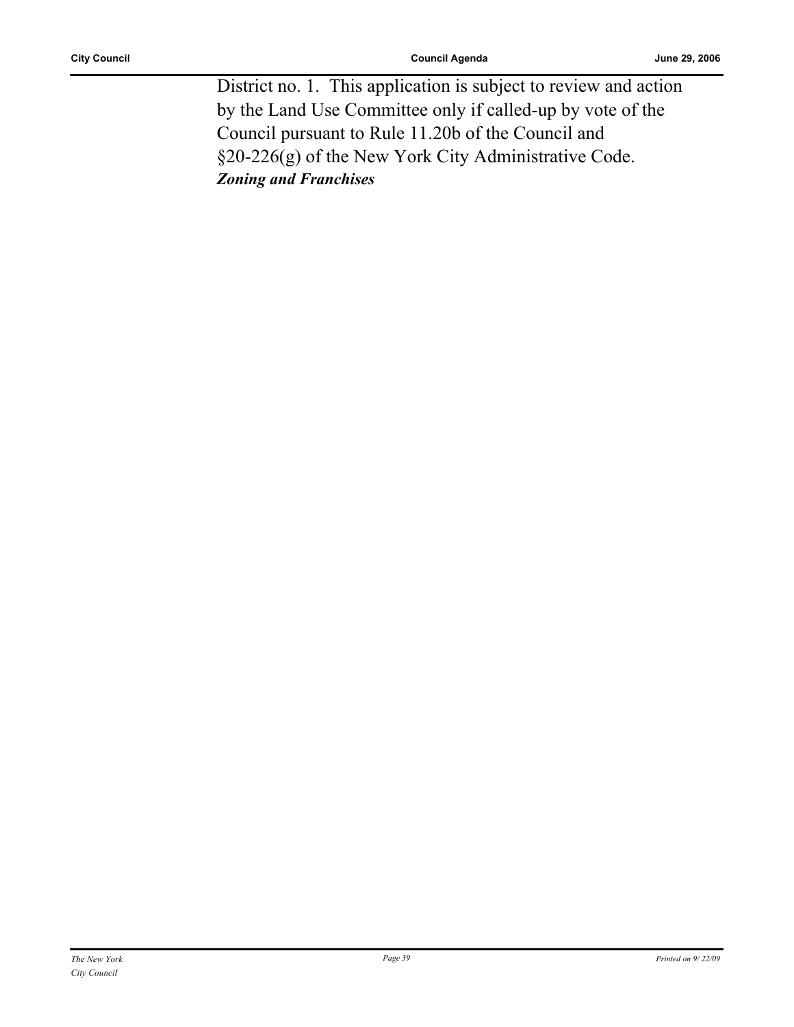District no. 1. This application is subject to review and action by the Land Use Committee only if called-up by vote of the Council pursuant to Rule 11.20b of the Council and §20-226(g) of the New York City Administrative Code.

***Zoning and Franchises***